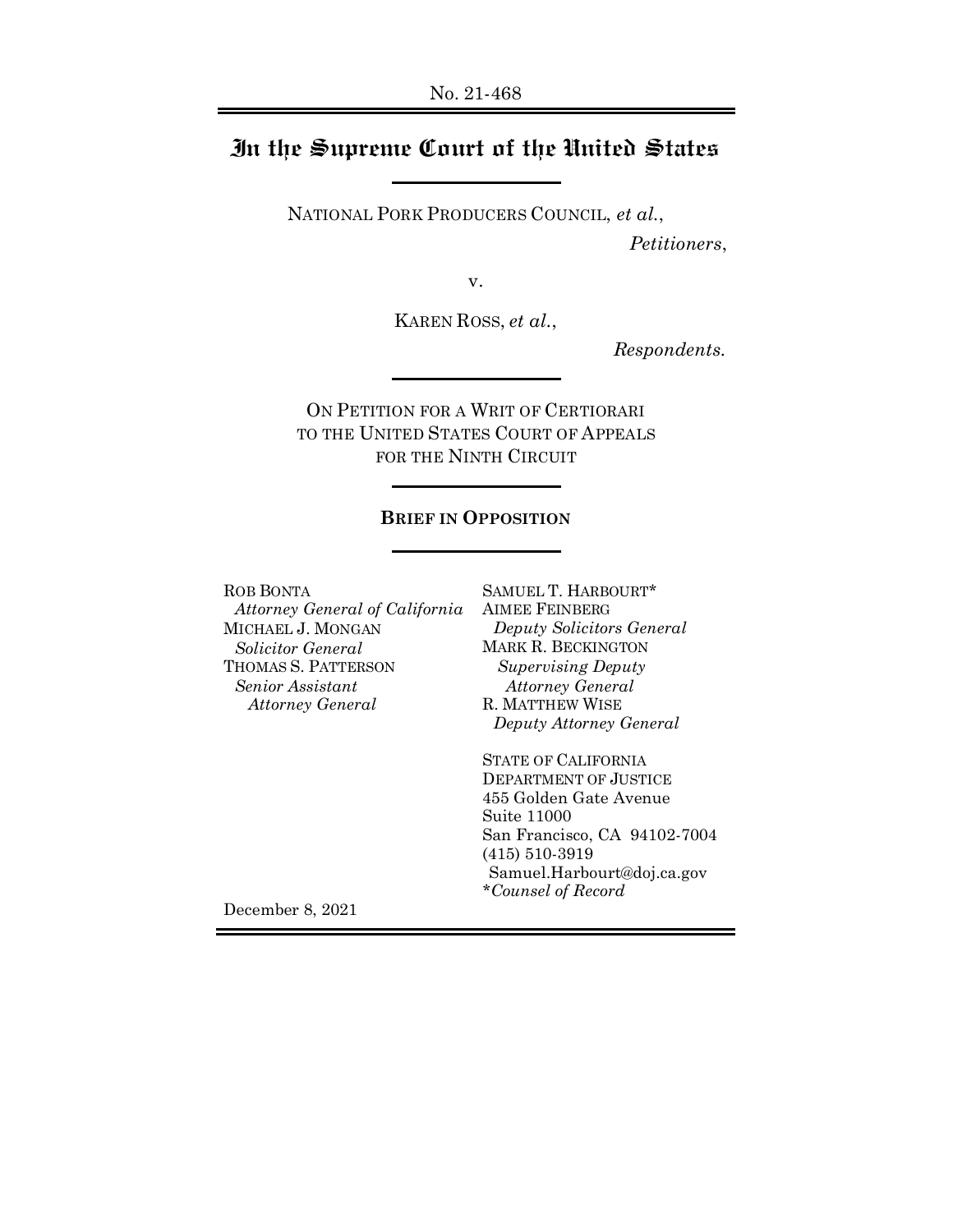No. 21-468

# In the Supreme Court of the United States

NATIONAL PORK PRODUCERS COUNCIL, *et al.*,

*Petitioners*,

v.

KAREN ROSS, *et al.*,

*Respondents.*

ON PETITION FOR A WRIT OF CERTIORARI
TO THE UNITED STATES COURT OF APPEALS
FOR THE NINTH CIRCUIT

**BRIEF IN OPPOSITION**

ROB BONTA
*Attorney General of California*
MICHAEL J. MONGAN
*Solicitor General*
THOMAS S. PATTERSON
*Senior Assistant Attorney General*

SAMUEL T. HARBOURT*
AIMEE FEINBERG
*Deputy Solicitors General*
MARK R. BECKINGTON
*Supervising Deputy Attorney General*
R. MATTHEW WISE
*Deputy Attorney General*

STATE OF CALIFORNIA
DEPARTMENT OF JUSTICE
455 Golden Gate Avenue
Suite 11000
San Francisco, CA 94102-7004
(415) 510-3919
Samuel.Harbourt@doj.ca.gov
*\*Counsel of Record*

December 8, 2021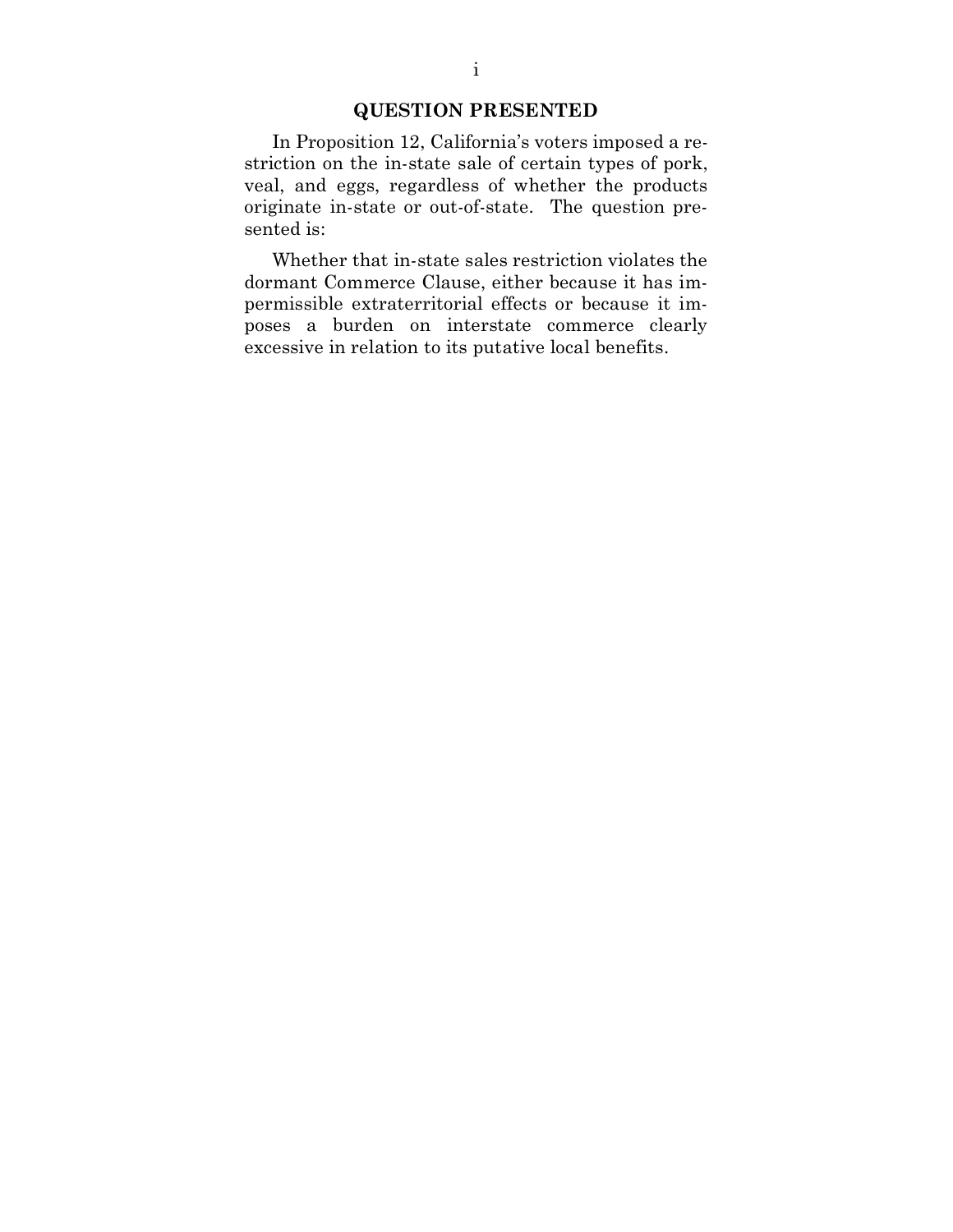## QUESTION PRESENTED

In Proposition 12, California's voters imposed a restriction on the in-state sale of certain types of pork, veal, and eggs, regardless of whether the products originate in-state or out-of-state. The question presented is:

Whether that in-state sales restriction violates the dormant Commerce Clause, either because it has impermissible extraterritorial effects or because it imposes a burden on interstate commerce clearly excessive in relation to its putative local benefits.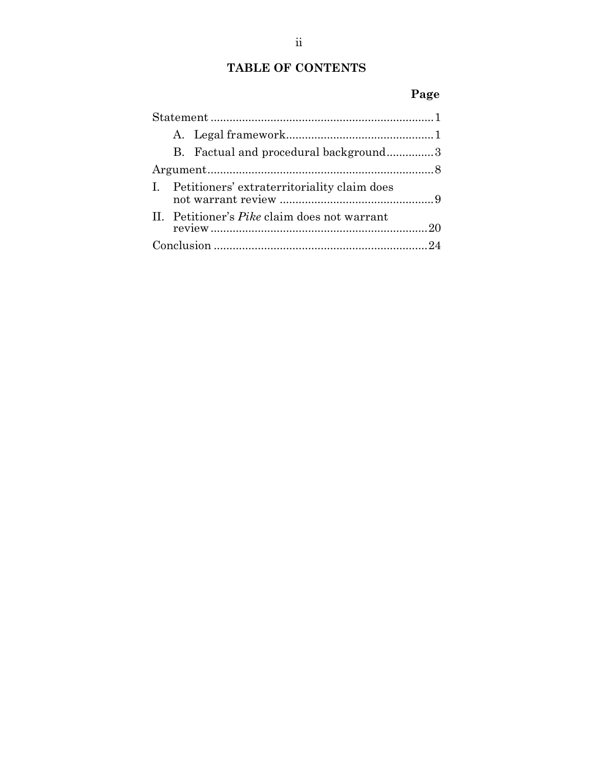# TABLE OF CONTENTS

| | Page |
|---|---|
| Statement | 1 |
| A. Legal framework | 1 |
| B. Factual and procedural background | 3 |
| Argument | 8 |
| I. Petitioners' extraterritoriality claim does not warrant review | 9 |
| II. Petitioner's *Pike* claim does not warrant review | 20 |
| Conclusion | 24 |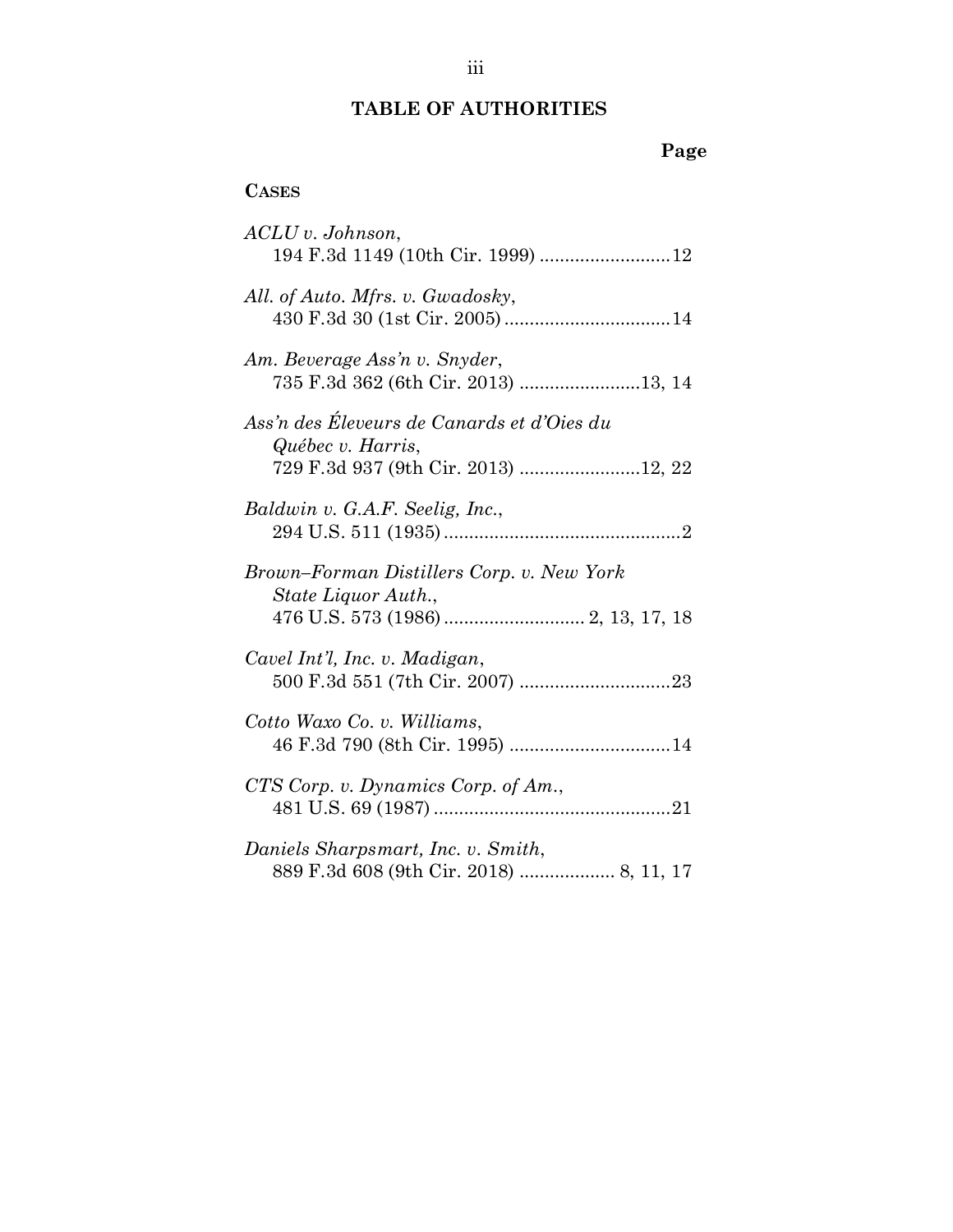## TABLE OF AUTHORITIES

**Page**

**CASES**

*ACLU v. Johnson*,
194 F.3d 1149 (10th Cir. 1999) ..........................12

*All. of Auto. Mfrs. v. Gwadosky*,
430 F.3d 30 (1st Cir. 2005) .................................14

*Am. Beverage Ass'n v. Snyder*,
735 F.3d 362 (6th Cir. 2013) ........................13, 14

*Ass'n des Éleveurs de Canards et d'Oies du Québec v. Harris*,
729 F.3d 937 (9th Cir. 2013) ........................12, 22

*Baldwin v. G.A.F. Seelig, Inc.*,
294 U.S. 511 (1935) ...............................................2

*Brown–Forman Distillers Corp. v. New York State Liquor Auth.*,
476 U.S. 573 (1986) ........................... 2, 13, 17, 18

*Cavel Int'l, Inc. v. Madigan*,
500 F.3d 551 (7th Cir. 2007) ..............................23

*Cotto Waxo Co. v. Williams*,
46 F.3d 790 (8th Cir. 1995) ................................14

*CTS Corp. v. Dynamics Corp. of Am.*,
481 U.S. 69 (1987) ...............................................21

*Daniels Sharpsmart, Inc. v. Smith*,
889 F.3d 608 (9th Cir. 2018) .................. 8, 11, 17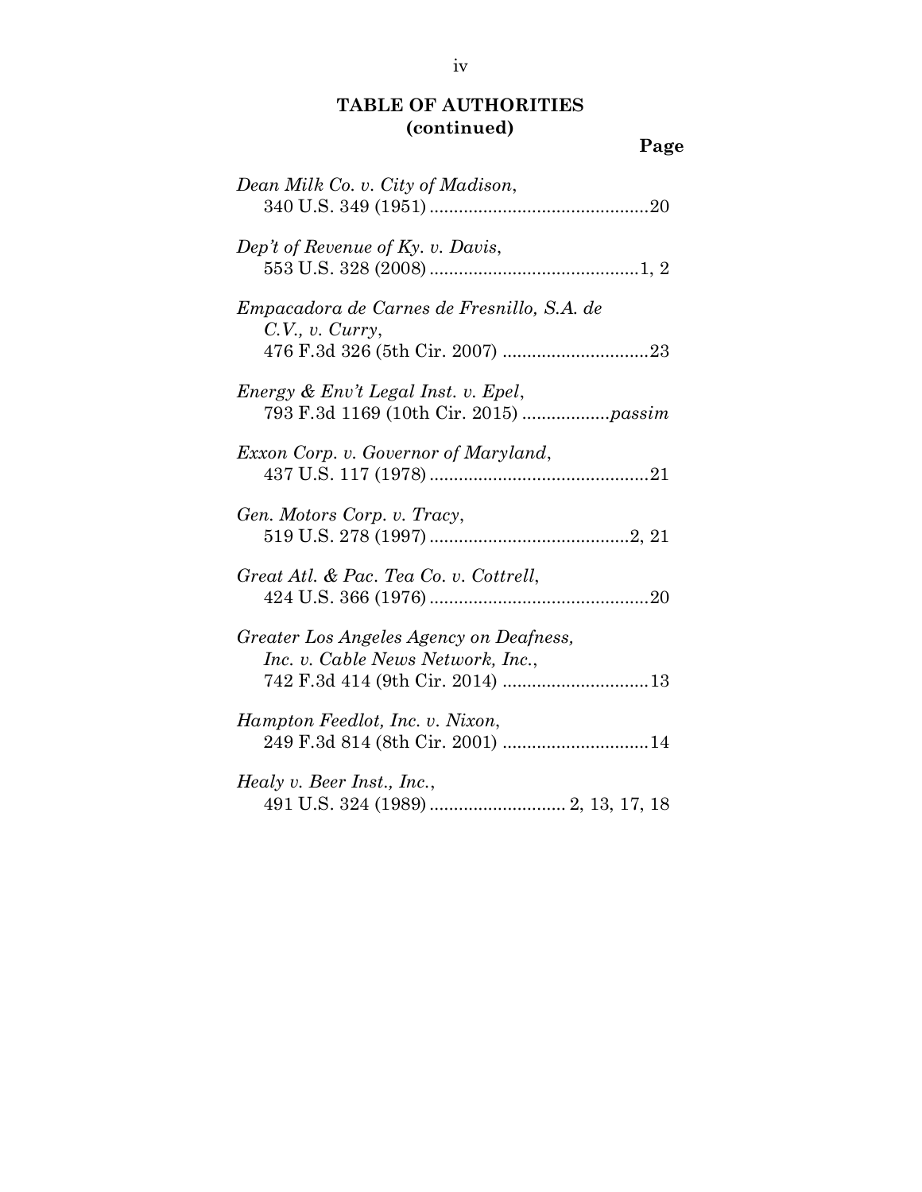**TABLE OF AUTHORITIES (continued)**

**Page**

*Dean Milk Co. v. City of Madison*,
340 U.S. 349 (1951) .............................................20

*Dep't of Revenue of Ky. v. Davis*,
553 U.S. 328 (2008) ...........................................1, 2

*Empacadora de Carnes de Fresnillo, S.A. de C.V., v. Curry*,
476 F.3d 326 (5th Cir. 2007) ..............................23

*Energy & Env't Legal Inst. v. Epel*,
793 F.3d 1169 (10th Cir. 2015) ..................*passim*

*Exxon Corp. v. Governor of Maryland*,
437 U.S. 117 (1978) .............................................21

*Gen. Motors Corp. v. Tracy*,
519 U.S. 278 (1997) .........................................2, 21

*Great Atl. & Pac. Tea Co. v. Cottrell*,
424 U.S. 366 (1976) .............................................20

*Greater Los Angeles Agency on Deafness, Inc. v. Cable News Network, Inc.*,
742 F.3d 414 (9th Cir. 2014) ..............................13

*Hampton Feedlot, Inc. v. Nixon*,
249 F.3d 814 (8th Cir. 2001) ..............................14

*Healy v. Beer Inst., Inc.*,
491 U.S. 324 (1989) ............................ 2, 13, 17, 18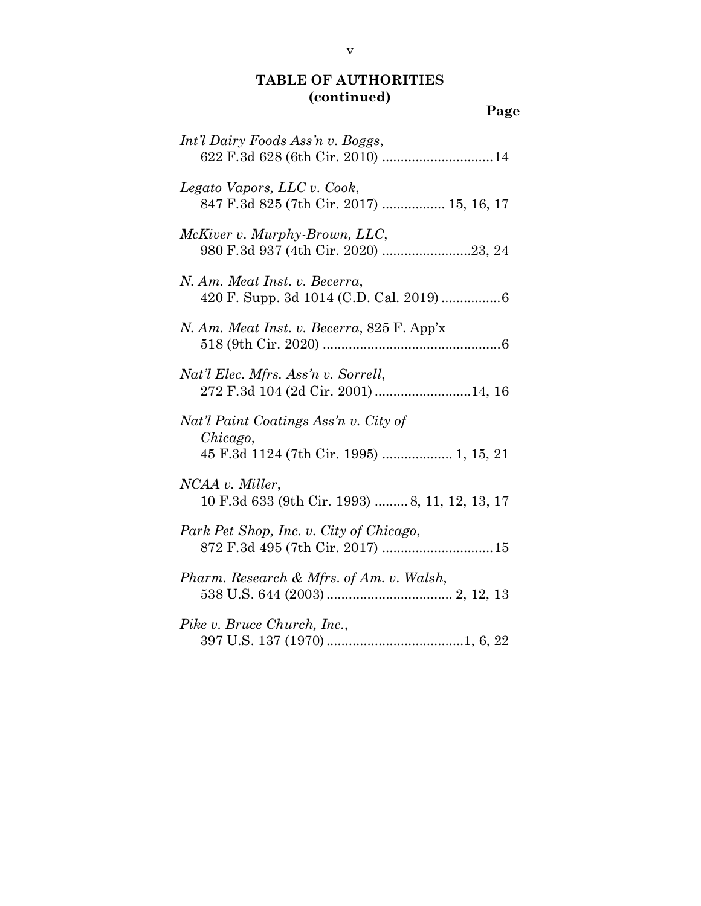## TABLE OF AUTHORITIES (continued)

**Page**

*Int'l Dairy Foods Ass'n v. Boggs*, 622 F.3d 628 (6th Cir. 2010) .............................14

*Legato Vapors, LLC v. Cook*, 847 F.3d 825 (7th Cir. 2017) ................ 15, 16, 17

*McKiver v. Murphy-Brown, LLC*, 980 F.3d 937 (4th Cir. 2020) .......................23, 24

*N. Am. Meat Inst. v. Becerra*, 420 F. Supp. 3d 1014 (C.D. Cal. 2019) ...............6

*N. Am. Meat Inst. v. Becerra*, 825 F. App'x 518 (9th Cir. 2020) ................................................6

*Nat'l Elec. Mfrs. Ass'n v. Sorrell*, 272 F.3d 104 (2d Cir. 2001) .........................14, 16

*Nat'l Paint Coatings Ass'n v. City of Chicago*, 45 F.3d 1124 (7th Cir. 1995) .................. 1, 15, 21

*NCAA v. Miller*, 10 F.3d 633 (9th Cir. 1993) ......... 8, 11, 12, 13, 17

*Park Pet Shop, Inc. v. City of Chicago*, 872 F.3d 495 (7th Cir. 2017) .............................15

*Pharm. Research & Mfrs. of Am. v. Walsh*, 538 U.S. 644 (2003) ................................. 2, 12, 13

*Pike v. Bruce Church, Inc.*, 397 U.S. 137 (1970) ....................................1, 6, 22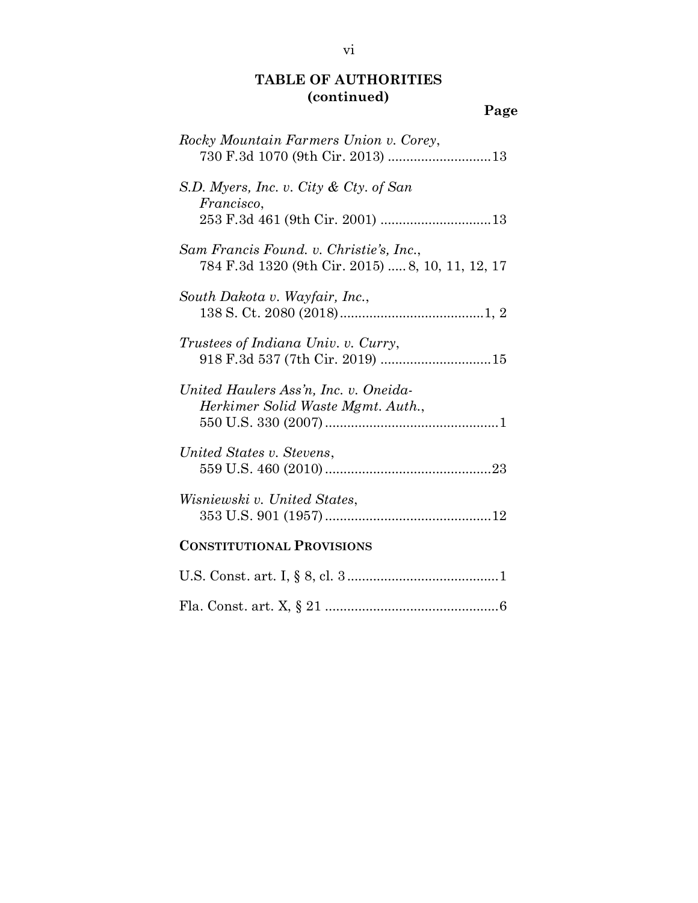## TABLE OF AUTHORITIES (continued)

Page

*Rocky Mountain Farmers Union v. Corey*, 730 F.3d 1070 (9th Cir. 2013) ............................13

*S.D. Myers, Inc. v. City & Cty. of San Francisco*, 253 F.3d 461 (9th Cir. 2001) ..............................13

*Sam Francis Found. v. Christie's, Inc.*, 784 F.3d 1320 (9th Cir. 2015) ..... 8, 10, 11, 12, 17

*South Dakota v. Wayfair, Inc.*, 138 S. Ct. 2080 (2018).......................................1, 2

*Trustees of Indiana Univ. v. Curry*, 918 F.3d 537 (7th Cir. 2019) ..............................15

*United Haulers Ass'n, Inc. v. Oneida-Herkimer Solid Waste Mgmt. Auth.*, 550 U.S. 330 (2007) ...............................................1

*United States v. Stevens*, 559 U.S. 460 (2010) .............................................23

*Wisniewski v. United States*, 353 U.S. 901 (1957) .............................................12

**CONSTITUTIONAL PROVISIONS**

U.S. Const. art. I, § 8, cl. 3.........................................1

Fla. Const. art. X, § 21 ...............................................6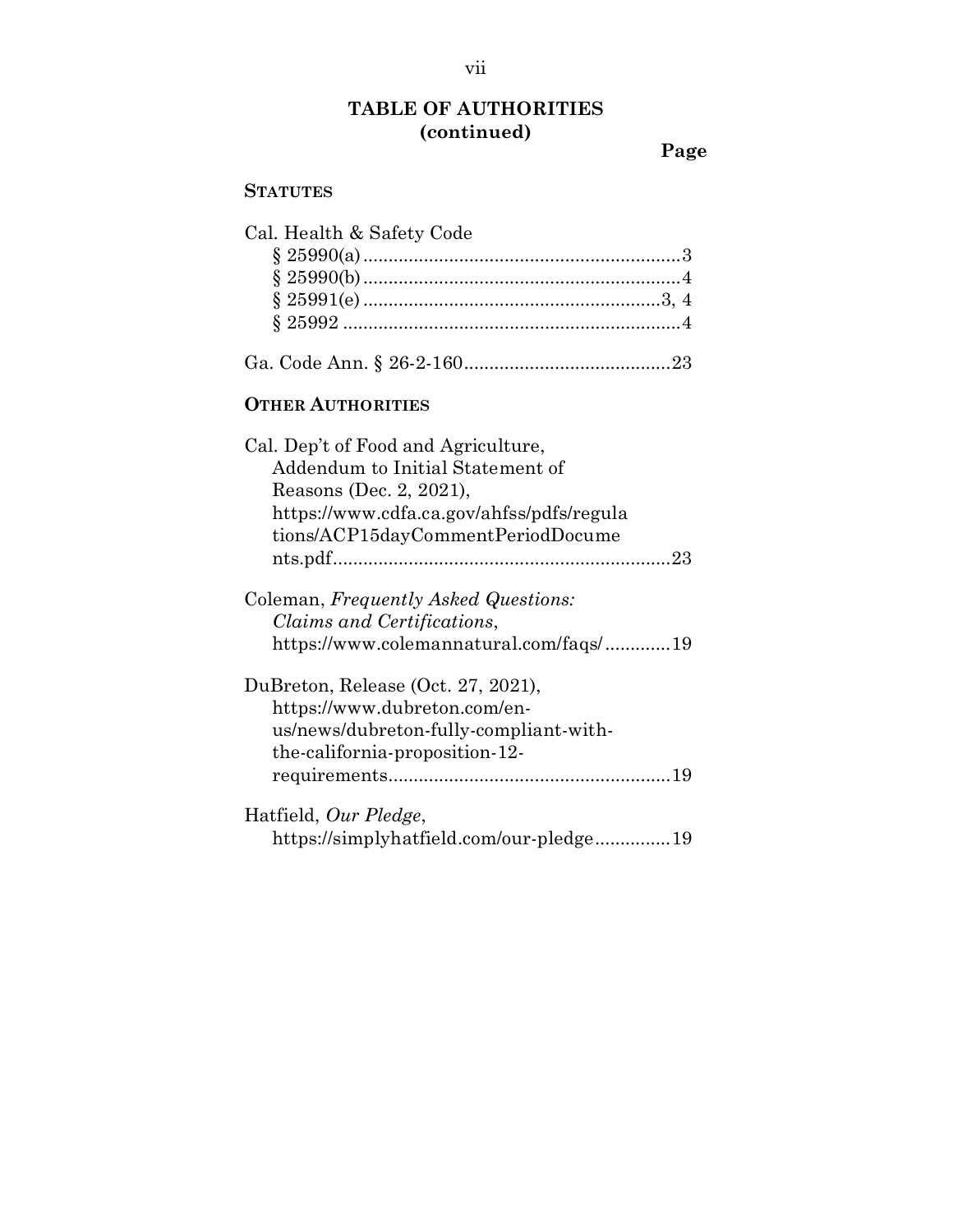## TABLE OF AUTHORITIES (continued)

**Page**

### STATUTES

Cal. Health & Safety Code
- § 25990(a) ............................................................ 3
- § 25990(b) ............................................................ 4
- § 25991(e) ......................................................... 3, 4
- § 25992 ................................................................ 4

Ga. Code Ann. § 26-2-160 ......................................... 23

### OTHER AUTHORITIES

Cal. Dep't of Food and Agriculture, Addendum to Initial Statement of Reasons (Dec. 2, 2021), https://www.cdfa.ca.gov/ahfss/pdfs/regulations/ACP15dayCommentPeriodDocuments.pdf ................................................................. 23

Coleman, *Frequently Asked Questions: Claims and Certifications*, https://www.colemannatural.com/faqs/ ............ 19

DuBreton, Release (Oct. 27, 2021), https://www.dubreton.com/en-us/news/dubreton-fully-compliant-with-the-california-proposition-12-requirements ........................................................ 19

Hatfield, *Our Pledge*, https://simplyhatfield.com/our-pledge .............. 19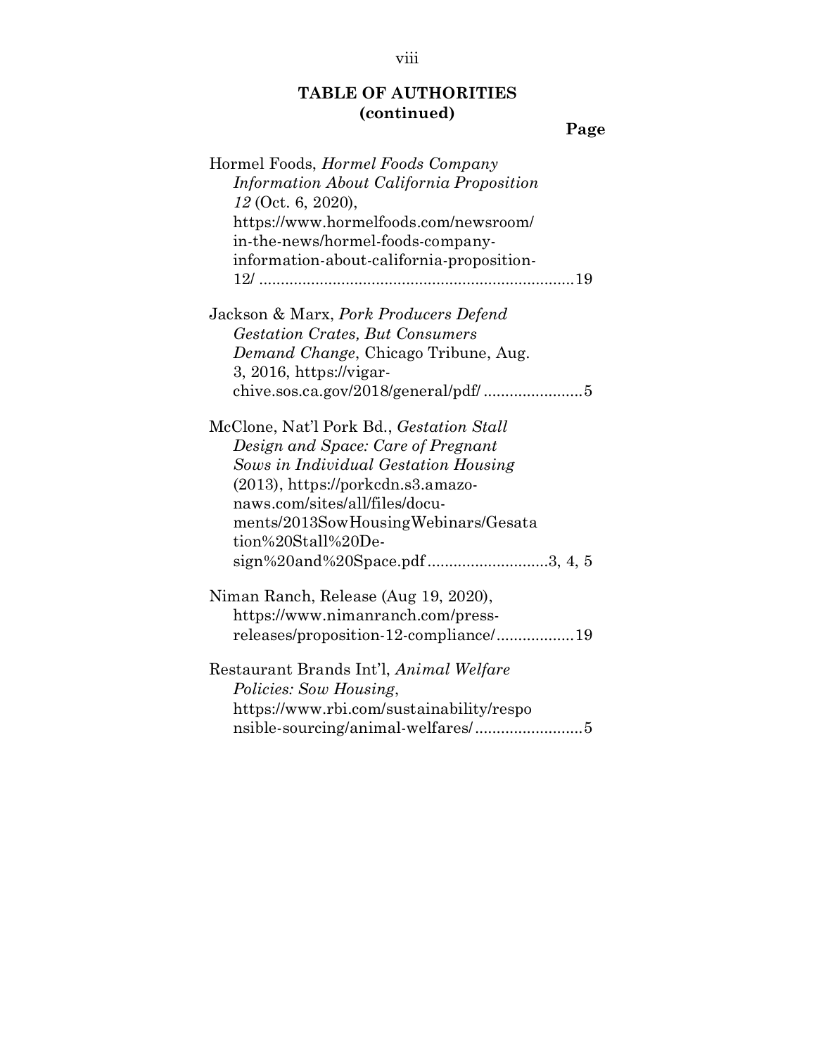## TABLE OF AUTHORITIES (continued)

**Page**

Hormel Foods, *Hormel Foods Company Information About California Proposition 12* (Oct. 6, 2020), https://www.hormelfoods.com/newsroom/in-the-news/hormel-foods-company-information-about-california-proposition-12/ .........................................................................19

Jackson & Marx, *Pork Producers Defend Gestation Crates, But Consumers Demand Change*, Chicago Tribune, Aug. 3, 2016, https://vigarchive.sos.ca.gov/2018/general/pdf/ .......................5

McClone, Nat'l Pork Bd., *Gestation Stall Design and Space: Care of Pregnant Sows in Individual Gestation Housing* (2013), https://porkcdn.s3.amazonaws.com/sites/all/files/documents/2013SowHousingWebinars/Gesatation%20Stall%20Design%20and%20Space.pdf ............................3, 4, 5

Niman Ranch, Release (Aug 19, 2020), https://www.nimanranch.com/press-releases/proposition-12-compliance/..................19

Restaurant Brands Int'l, *Animal Welfare Policies: Sow Housing*, https://www.rbi.com/sustainability/responsible-sourcing/animal-welfares/.........................5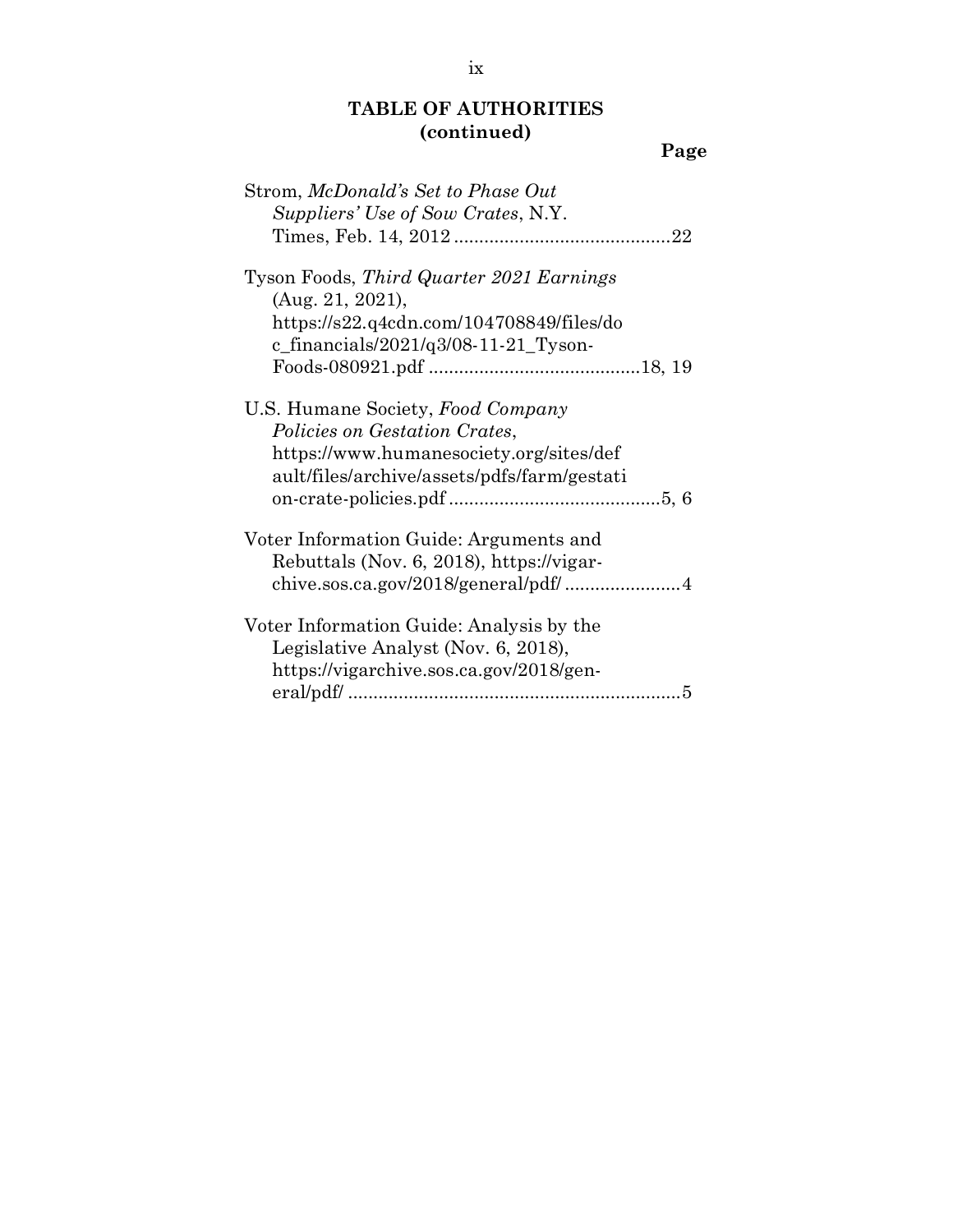## TABLE OF AUTHORITIES (continued)

**Page**

Strom, *McDonald's Set to Phase Out Suppliers' Use of Sow Crates*, N.Y. Times, Feb. 14, 2012 ........................................... 22

Tyson Foods, *Third Quarter 2021 Earnings* (Aug. 21, 2021), https://s22.q4cdn.com/104708849/files/doc_financials/2021/q3/08-11-21_Tyson-Foods-080921.pdf .......................................... 18, 19

U.S. Humane Society, *Food Company Policies on Gestation Crates*, https://www.humanesociety.org/sites/default/files/archive/assets/pdfs/farm/gestation-crate-policies.pdf .......................................... 5, 6

Voter Information Guide: Arguments and Rebuttals (Nov. 6, 2018), https://vigarchive.sos.ca.gov/2018/general/pdf/ ....................... 4

Voter Information Guide: Analysis by the Legislative Analyst (Nov. 6, 2018), https://vigarchive.sos.ca.gov/2018/general/pdf/ .................................................................. 5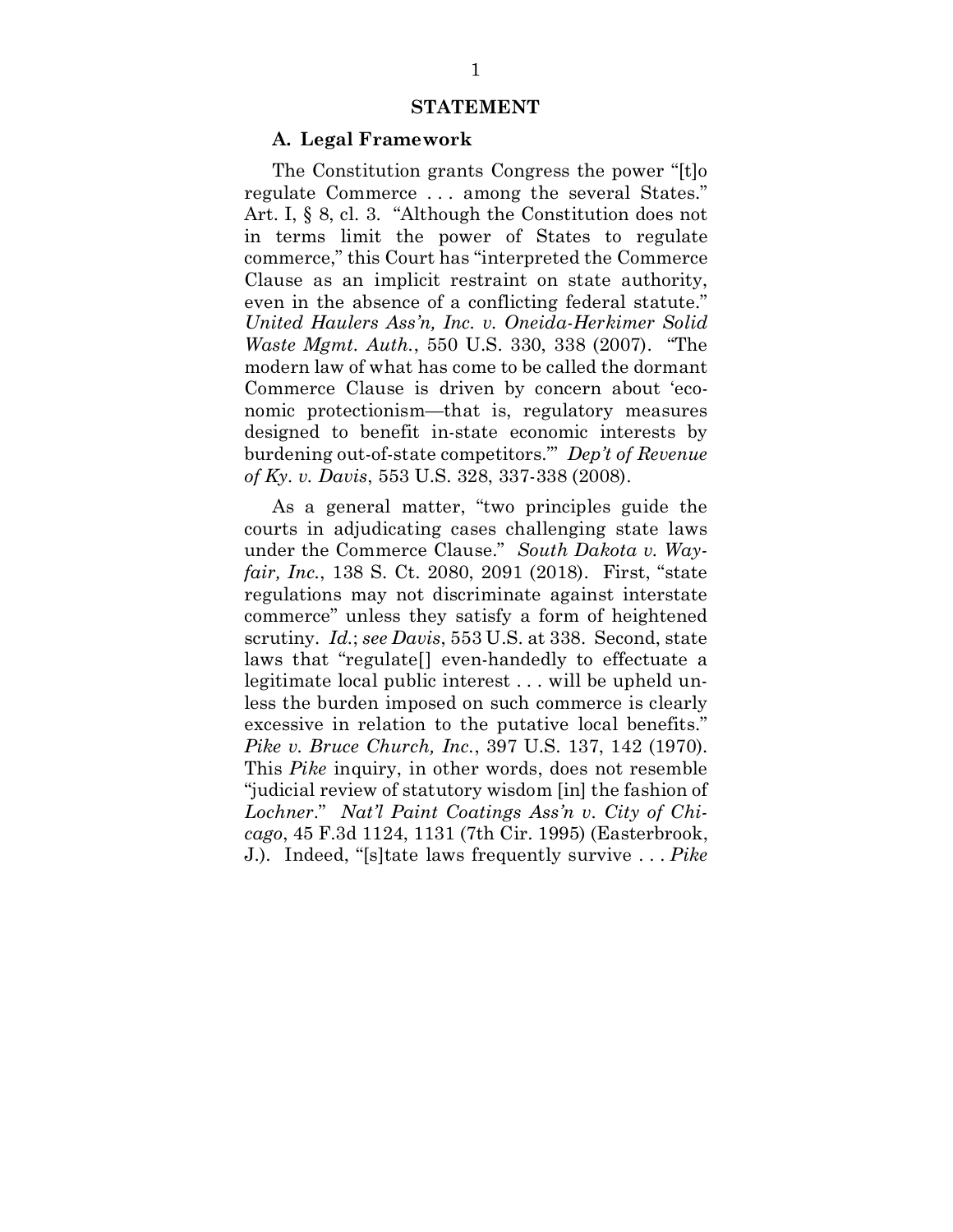## STATEMENT

### A. Legal Framework

The Constitution grants Congress the power "[t]o regulate Commerce . . . among the several States." Art. I, § 8, cl. 3. "Although the Constitution does not in terms limit the power of States to regulate commerce," this Court has "interpreted the Commerce Clause as an implicit restraint on state authority, even in the absence of a conflicting federal statute." *United Haulers Ass'n, Inc. v. Oneida-Herkimer Solid Waste Mgmt. Auth.*, 550 U.S. 330, 338 (2007). "The modern law of what has come to be called the dormant Commerce Clause is driven by concern about 'economic protectionism—that is, regulatory measures designed to benefit in-state economic interests by burdening out-of-state competitors.'" *Dep't of Revenue of Ky. v. Davis*, 553 U.S. 328, 337-338 (2008).

As a general matter, "two principles guide the courts in adjudicating cases challenging state laws under the Commerce Clause." *South Dakota v. Wayfair, Inc.*, 138 S. Ct. 2080, 2091 (2018). First, "state regulations may not discriminate against interstate commerce" unless they satisfy a form of heightened scrutiny. *Id.*; *see Davis*, 553 U.S. at 338. Second, state laws that "regulate[] even-handedly to effectuate a legitimate local public interest . . . will be upheld unless the burden imposed on such commerce is clearly excessive in relation to the putative local benefits." *Pike v. Bruce Church, Inc.*, 397 U.S. 137, 142 (1970). This *Pike* inquiry, in other words, does not resemble "judicial review of statutory wisdom [in] the fashion of *Lochner*." *Nat'l Paint Coatings Ass'n v. City of Chicago*, 45 F.3d 1124, 1131 (7th Cir. 1995) (Easterbrook, J.). Indeed, "[s]tate laws frequently survive . . . *Pike*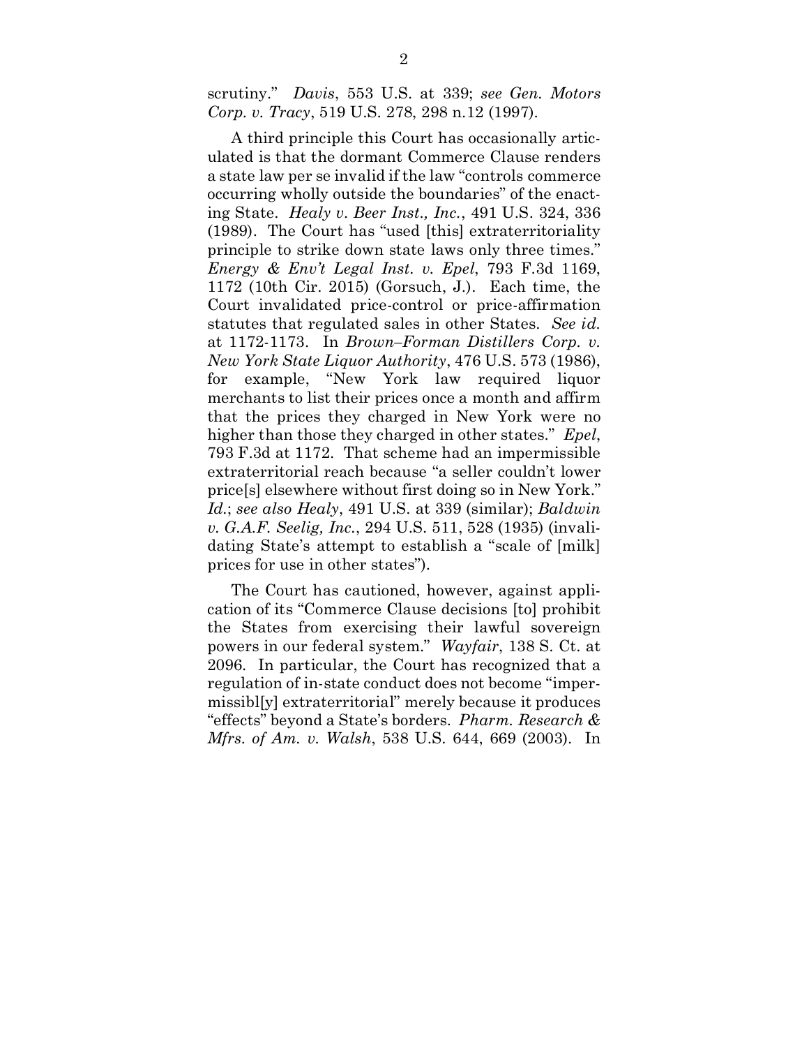scrutiny." *Davis*, 553 U.S. at 339; *see Gen. Motors Corp. v. Tracy*, 519 U.S. 278, 298 n.12 (1997).

A third principle this Court has occasionally articulated is that the dormant Commerce Clause renders a state law per se invalid if the law "controls commerce occurring wholly outside the boundaries" of the enacting State. *Healy v. Beer Inst., Inc.*, 491 U.S. 324, 336 (1989). The Court has "used [this] extraterritoriality principle to strike down state laws only three times." *Energy & Env't Legal Inst. v. Epel*, 793 F.3d 1169, 1172 (10th Cir. 2015) (Gorsuch, J.). Each time, the Court invalidated price-control or price-affirmation statutes that regulated sales in other States. *See id.* at 1172-1173. In *Brown–Forman Distillers Corp. v. New York State Liquor Authority*, 476 U.S. 573 (1986), for example, "New York law required liquor merchants to list their prices once a month and affirm that the prices they charged in New York were no higher than those they charged in other states." *Epel*, 793 F.3d at 1172. That scheme had an impermissible extraterritorial reach because "a seller couldn't lower price[s] elsewhere without first doing so in New York." *Id.*; *see also Healy*, 491 U.S. at 339 (similar); *Baldwin v. G.A.F. Seelig, Inc.*, 294 U.S. 511, 528 (1935) (invalidating State's attempt to establish a "scale of [milk] prices for use in other states").

The Court has cautioned, however, against application of its "Commerce Clause decisions [to] prohibit the States from exercising their lawful sovereign powers in our federal system." *Wayfair*, 138 S. Ct. at 2096. In particular, the Court has recognized that a regulation of in-state conduct does not become "impermissibl[y] extraterritorial" merely because it produces "effects" beyond a State's borders. *Pharm. Research & Mfrs. of Am. v. Walsh*, 538 U.S. 644, 669 (2003). In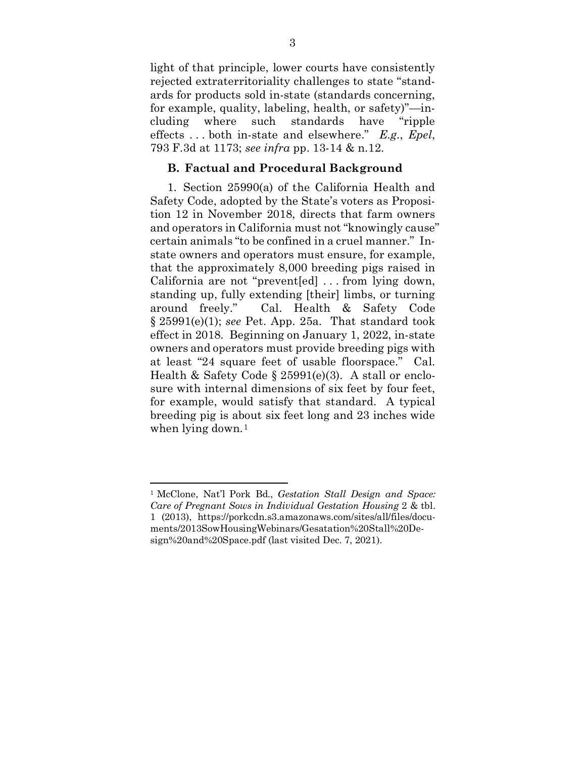light of that principle, lower courts have consistently rejected extraterritoriality challenges to state "standards for products sold in-state (standards concerning, for example, quality, labeling, health, or safety)"—including where such standards have "ripple effects . . . both in-state and elsewhere." *E.g.*, *Epel*, 793 F.3d at 1173; *see infra* pp. 13-14 & n.12.

### B. Factual and Procedural Background

1. Section 25990(a) of the California Health and Safety Code, adopted by the State's voters as Proposition 12 in November 2018, directs that farm owners and operators in California must not "knowingly cause" certain animals "to be confined in a cruel manner." In-state owners and operators must ensure, for example, that the approximately 8,000 breeding pigs raised in California are not "prevent[ed] . . . from lying down, standing up, fully extending [their] limbs, or turning around freely." Cal. Health & Safety Code § 25991(e)(1); *see* Pet. App. 25a. That standard took effect in 2018. Beginning on January 1, 2022, in-state owners and operators must provide breeding pigs with at least "24 square feet of usable floorspace." Cal. Health & Safety Code § 25991(e)(3). A stall or enclosure with internal dimensions of six feet by four feet, for example, would satisfy that standard. A typical breeding pig is about six feet long and 23 inches wide when lying down.[1]

---

[1] McClone, Nat'l Pork Bd., *Gestation Stall Design and Space: Care of Pregnant Sows in Individual Gestation Housing* 2 & tbl. 1 (2013), https://porkcdn.s3.amazonaws.com/sites/all/files/documents/2013SowHousingWebinars/Gesatation%20Stall%20Design%20and%20Space.pdf (last visited Dec. 7, 2021).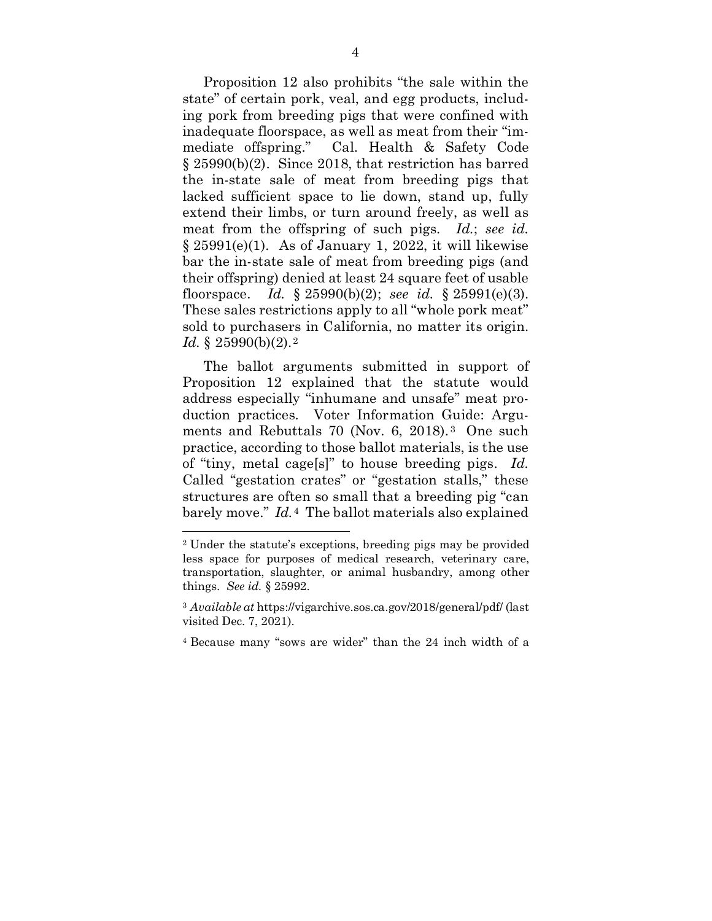Proposition 12 also prohibits "the sale within the state" of certain pork, veal, and egg products, including pork from breeding pigs that were confined with inadequate floorspace, as well as meat from their "immediate offspring." Cal. Health & Safety Code § 25990(b)(2). Since 2018, that restriction has barred the in-state sale of meat from breeding pigs that lacked sufficient space to lie down, stand up, fully extend their limbs, or turn around freely, as well as meat from the offspring of such pigs. *Id.*; *see id.* § 25991(e)(1). As of January 1, 2022, it will likewise bar the in-state sale of meat from breeding pigs (and their offspring) denied at least 24 square feet of usable floorspace. *Id.* § 25990(b)(2); *see id.* § 25991(e)(3). These sales restrictions apply to all "whole pork meat" sold to purchasers in California, no matter its origin. *Id.* § 25990(b)(2).[2]

The ballot arguments submitted in support of Proposition 12 explained that the statute would address especially "inhumane and unsafe" meat production practices. Voter Information Guide: Arguments and Rebuttals 70 (Nov. 6, 2018).[3] One such practice, according to those ballot materials, is the use of "tiny, metal cage[s]" to house breeding pigs. *Id.* Called "gestation crates" or "gestation stalls," these structures are often so small that a breeding pig "can barely move." *Id.*[4] The ballot materials also explained

---

[2] Under the statute's exceptions, breeding pigs may be provided less space for purposes of medical research, veterinary care, transportation, slaughter, or animal husbandry, among other things. *See id.* § 25992.

[3] *Available at* https://vigarchive.sos.ca.gov/2018/general/pdf/ (last visited Dec. 7, 2021).

[4] Because many "sows are wider" than the 24 inch width of a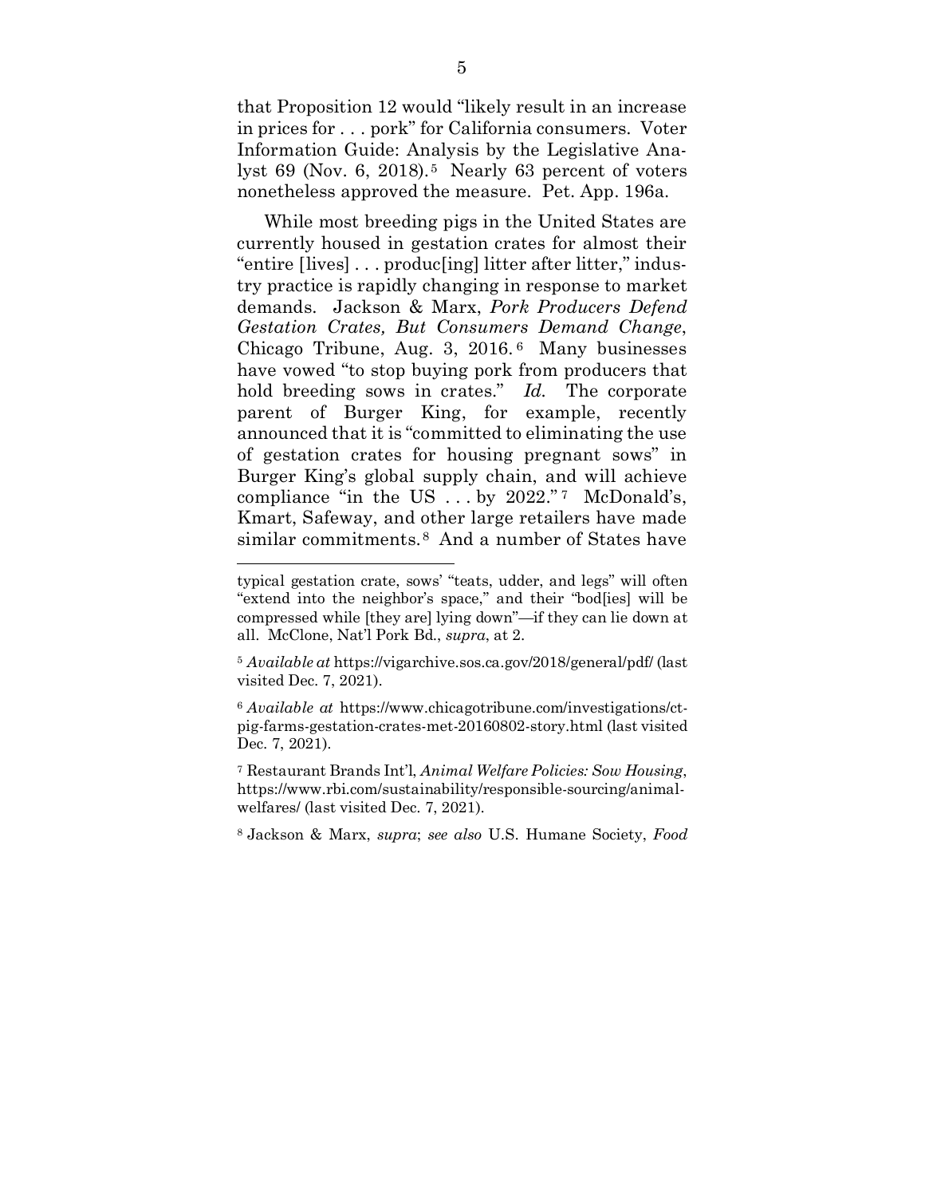that Proposition 12 would "likely result in an increase in prices for . . . pork" for California consumers. Voter Information Guide: Analysis by the Legislative Analyst 69 (Nov. 6, 2018).[5] Nearly 63 percent of voters nonetheless approved the measure. Pet. App. 196a.

While most breeding pigs in the United States are currently housed in gestation crates for almost their "entire [lives] . . . produc[ing] litter after litter," industry practice is rapidly changing in response to market demands. Jackson & Marx, *Pork Producers Defend Gestation Crates, But Consumers Demand Change*, Chicago Tribune, Aug. 3, 2016.[6] Many businesses have vowed "to stop buying pork from producers that hold breeding sows in crates." *Id.* The corporate parent of Burger King, for example, recently announced that it is "committed to eliminating the use of gestation crates for housing pregnant sows" in Burger King's global supply chain, and will achieve compliance "in the US . . . by 2022."[7] McDonald's, Kmart, Safeway, and other large retailers have made similar commitments.[8] And a number of States have

---

typical gestation crate, sows' "teats, udder, and legs" will often "extend into the neighbor's space," and their "bod[ies] will be compressed while [they are] lying down"—if they can lie down at all. McClone, Nat'l Pork Bd., *supra*, at 2.

[5] *Available at* https://vigarchive.sos.ca.gov/2018/general/pdf/ (last visited Dec. 7, 2021).

[6] *Available at* https://www.chicagotribune.com/investigations/ct-pig-farms-gestation-crates-met-20160802-story.html (last visited Dec. 7, 2021).

[7] Restaurant Brands Int'l, *Animal Welfare Policies: Sow Housing*, https://www.rbi.com/sustainability/responsible-sourcing/animal-welfares/ (last visited Dec. 7, 2021).

[8] Jackson & Marx, *supra*; *see also* U.S. Humane Society, *Food*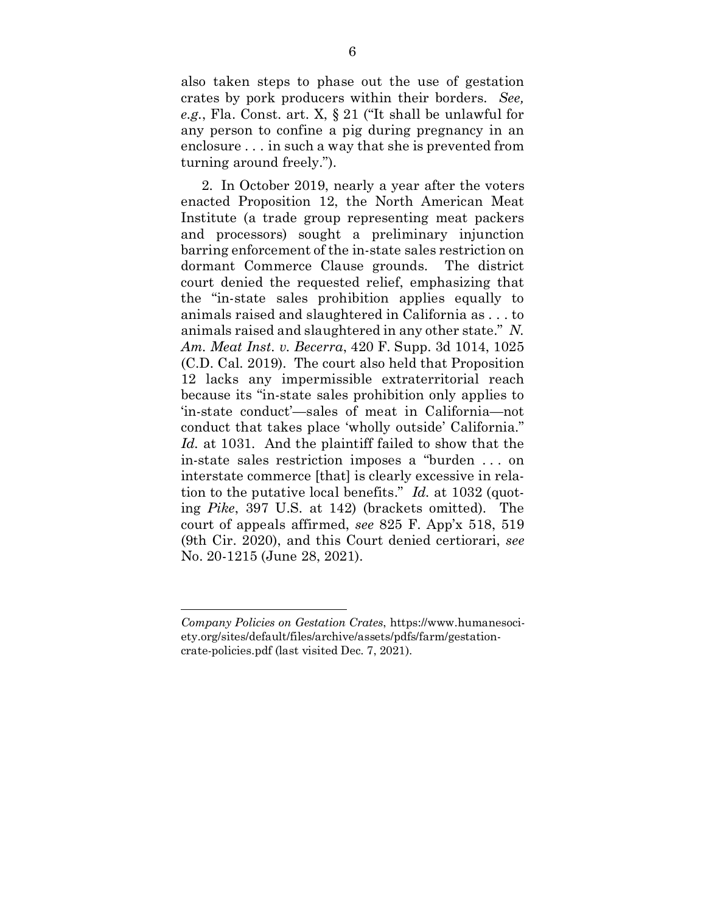also taken steps to phase out the use of gestation crates by pork producers within their borders. *See, e.g.*, Fla. Const. art. X, § 21 ("It shall be unlawful for any person to confine a pig during pregnancy in an enclosure . . . in such a way that she is prevented from turning around freely.").

2. In October 2019, nearly a year after the voters enacted Proposition 12, the North American Meat Institute (a trade group representing meat packers and processors) sought a preliminary injunction barring enforcement of the in-state sales restriction on dormant Commerce Clause grounds. The district court denied the requested relief, emphasizing that the "in-state sales prohibition applies equally to animals raised and slaughtered in California as . . . to animals raised and slaughtered in any other state." *N. Am. Meat Inst. v. Becerra*, 420 F. Supp. 3d 1014, 1025 (C.D. Cal. 2019). The court also held that Proposition 12 lacks any impermissible extraterritorial reach because its "in-state sales prohibition only applies to 'in-state conduct'—sales of meat in California—not conduct that takes place 'wholly outside' California." *Id.* at 1031. And the plaintiff failed to show that the in-state sales restriction imposes a "burden . . . on interstate commerce [that] is clearly excessive in relation to the putative local benefits." *Id.* at 1032 (quoting *Pike*, 397 U.S. at 142) (brackets omitted). The court of appeals affirmed, *see* 825 F. App'x 518, 519 (9th Cir. 2020), and this Court denied certiorari, *see* No. 20-1215 (June 28, 2021).

---

*Company Policies on Gestation Crates*, https://www.humanesociety.org/sites/default/files/archive/assets/pdfs/farm/gestation-crate-policies.pdf (last visited Dec. 7, 2021).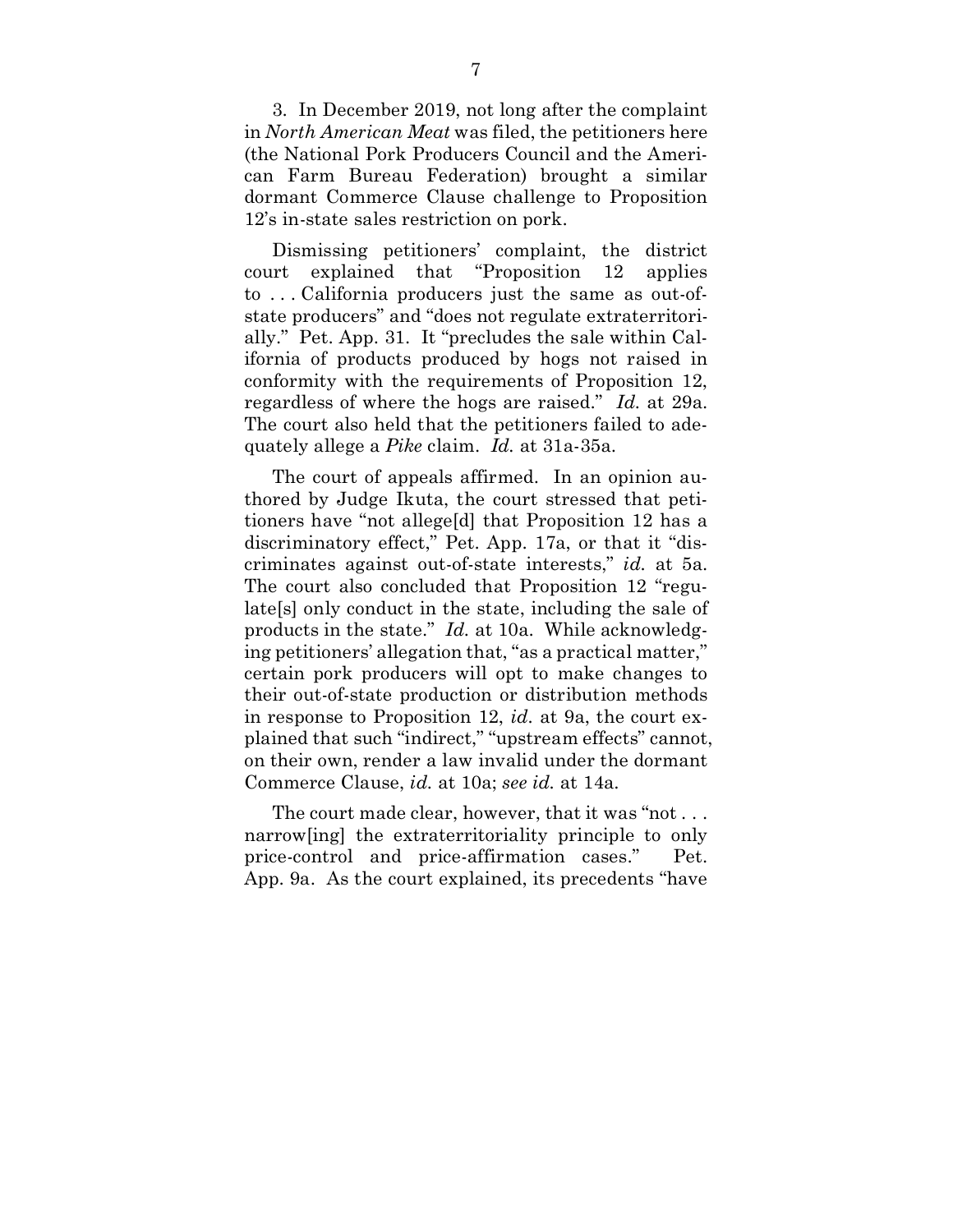3. In December 2019, not long after the complaint in *North American Meat* was filed, the petitioners here (the National Pork Producers Council and the American Farm Bureau Federation) brought a similar dormant Commerce Clause challenge to Proposition 12's in-state sales restriction on pork.

Dismissing petitioners' complaint, the district court explained that "Proposition 12 applies to . . . California producers just the same as out-of-state producers" and "does not regulate extraterritorially." Pet. App. 31. It "precludes the sale within California of products produced by hogs not raised in conformity with the requirements of Proposition 12, regardless of where the hogs are raised." *Id.* at 29a. The court also held that the petitioners failed to adequately allege a *Pike* claim. *Id.* at 31a-35a.

The court of appeals affirmed. In an opinion authored by Judge Ikuta, the court stressed that petitioners have "not allege[d] that Proposition 12 has a discriminatory effect," Pet. App. 17a, or that it "discriminates against out-of-state interests," *id.* at 5a. The court also concluded that Proposition 12 "regulate[s] only conduct in the state, including the sale of products in the state." *Id.* at 10a. While acknowledging petitioners' allegation that, "as a practical matter," certain pork producers will opt to make changes to their out-of-state production or distribution methods in response to Proposition 12, *id.* at 9a, the court explained that such "indirect," "upstream effects" cannot, on their own, render a law invalid under the dormant Commerce Clause, *id.* at 10a; *see id.* at 14a.

The court made clear, however, that it was "not . . . narrow[ing] the extraterritoriality principle to only price-control and price-affirmation cases." Pet. App. 9a. As the court explained, its precedents "have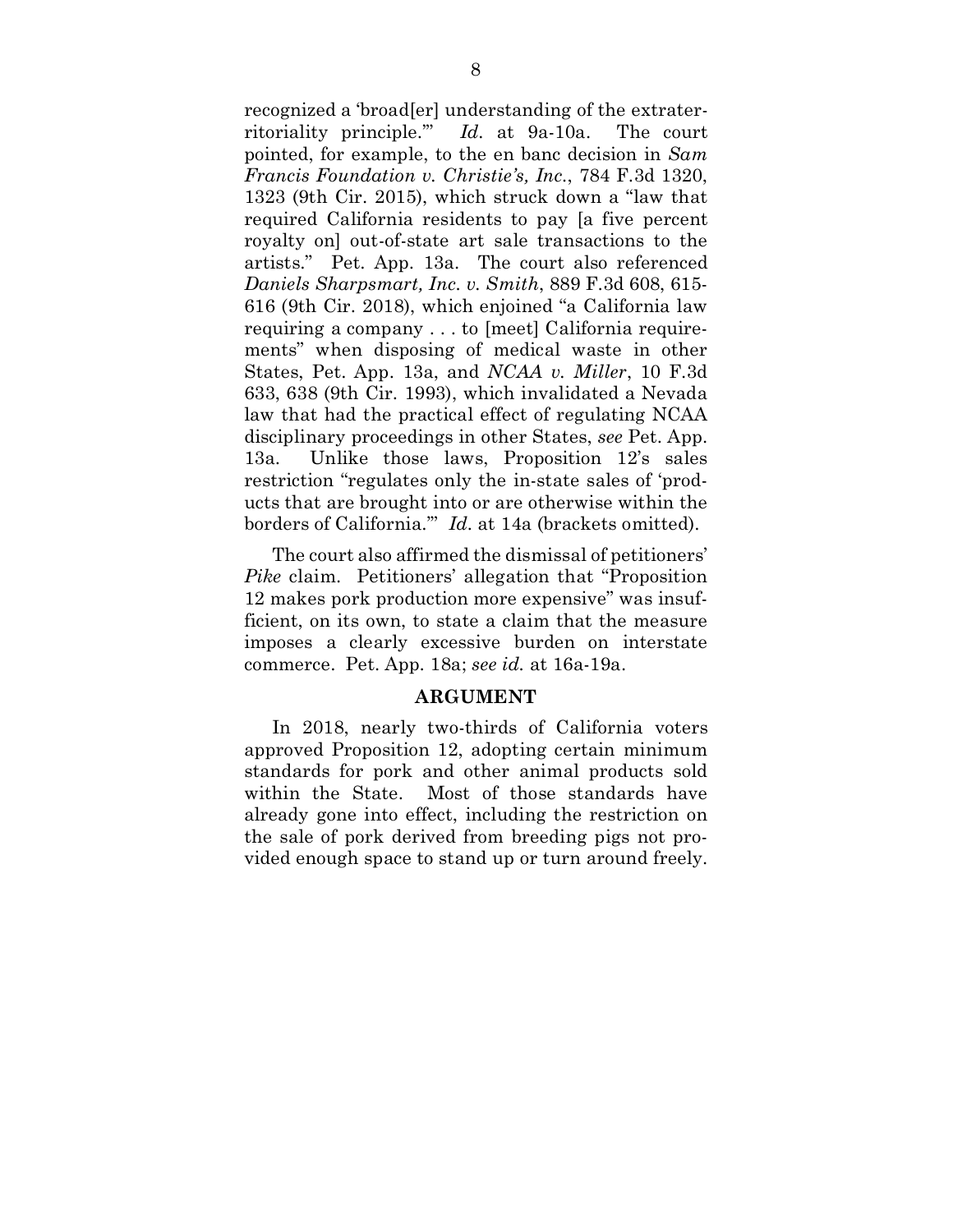recognized a 'broad[er] understanding of the extraterritoriality principle.'" *Id*. at 9a-10a. The court pointed, for example, to the en banc decision in *Sam Francis Foundation v. Christie's, Inc.*, 784 F.3d 1320, 1323 (9th Cir. 2015), which struck down a "law that required California residents to pay [a five percent royalty on] out-of-state art sale transactions to the artists." Pet. App. 13a. The court also referenced *Daniels Sharpsmart, Inc. v. Smith*, 889 F.3d 608, 615-616 (9th Cir. 2018), which enjoined "a California law requiring a company . . . to [meet] California requirements" when disposing of medical waste in other States, Pet. App. 13a, and *NCAA v. Miller*, 10 F.3d 633, 638 (9th Cir. 1993), which invalidated a Nevada law that had the practical effect of regulating NCAA disciplinary proceedings in other States, *see* Pet. App. 13a. Unlike those laws, Proposition 12's sales restriction "regulates only the in-state sales of 'products that are brought into or are otherwise within the borders of California.'" *Id*. at 14a (brackets omitted).

The court also affirmed the dismissal of petitioners' *Pike* claim. Petitioners' allegation that "Proposition 12 makes pork production more expensive" was insufficient, on its own, to state a claim that the measure imposes a clearly excessive burden on interstate commerce. Pet. App. 18a; *see id.* at 16a-19a.

## ARGUMENT

In 2018, nearly two-thirds of California voters approved Proposition 12, adopting certain minimum standards for pork and other animal products sold within the State. Most of those standards have already gone into effect, including the restriction on the sale of pork derived from breeding pigs not provided enough space to stand up or turn around freely.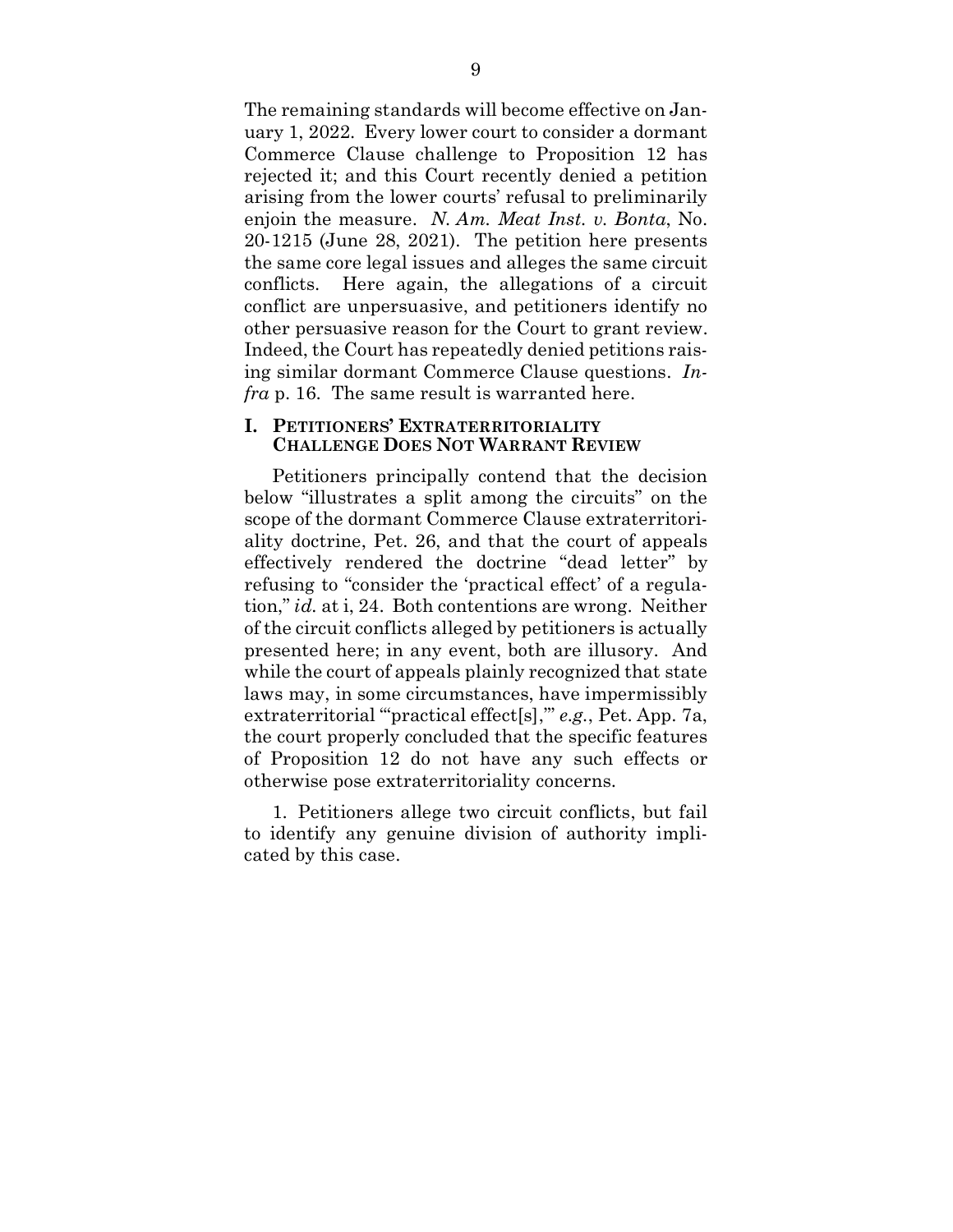The remaining standards will become effective on January 1, 2022. Every lower court to consider a dormant Commerce Clause challenge to Proposition 12 has rejected it; and this Court recently denied a petition arising from the lower courts' refusal to preliminarily enjoin the measure. *N. Am. Meat Inst. v. Bonta*, No. 20-1215 (June 28, 2021). The petition here presents the same core legal issues and alleges the same circuit conflicts. Here again, the allegations of a circuit conflict are unpersuasive, and petitioners identify no other persuasive reason for the Court to grant review. Indeed, the Court has repeatedly denied petitions raising similar dormant Commerce Clause questions. *Infra* p. 16. The same result is warranted here.

## I. PETITIONERS' EXTRATERRITORIALITY CHALLENGE DOES NOT WARRANT REVIEW

Petitioners principally contend that the decision below "illustrates a split among the circuits" on the scope of the dormant Commerce Clause extraterritoriality doctrine, Pet. 26, and that the court of appeals effectively rendered the doctrine "dead letter" by refusing to "consider the 'practical effect' of a regulation," *id.* at i, 24. Both contentions are wrong. Neither of the circuit conflicts alleged by petitioners is actually presented here; in any event, both are illusory. And while the court of appeals plainly recognized that state laws may, in some circumstances, have impermissibly extraterritorial "'practical effect[s],'" *e.g.*, Pet. App. 7a, the court properly concluded that the specific features of Proposition 12 do not have any such effects or otherwise pose extraterritoriality concerns.

1. Petitioners allege two circuit conflicts, but fail to identify any genuine division of authority implicated by this case.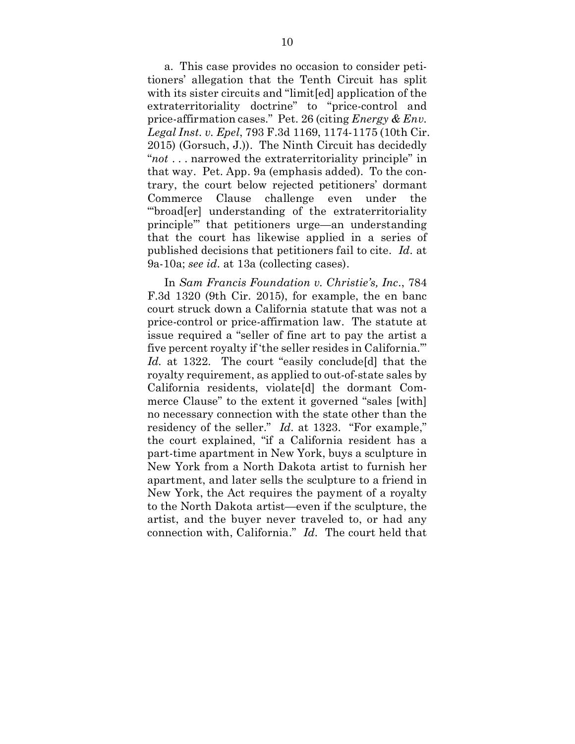a. This case provides no occasion to consider petitioners' allegation that the Tenth Circuit has split with its sister circuits and "limit[ed] application of the extraterritoriality doctrine" to "price-control and price-affirmation cases." Pet. 26 (citing *Energy & Env. Legal Inst. v. Epel*, 793 F.3d 1169, 1174-1175 (10th Cir. 2015) (Gorsuch, J.)). The Ninth Circuit has decidedly "*not* . . . narrowed the extraterritoriality principle" in that way. Pet. App. 9a (emphasis added). To the contrary, the court below rejected petitioners' dormant Commerce Clause challenge even under the "'broad[er] understanding of the extraterritoriality principle'" that petitioners urge—an understanding that the court has likewise applied in a series of published decisions that petitioners fail to cite. *Id.* at 9a-10a; *see id.* at 13a (collecting cases).

In *Sam Francis Foundation v. Christie's, Inc.*, 784 F.3d 1320 (9th Cir. 2015), for example, the en banc court struck down a California statute that was not a price-control or price-affirmation law. The statute at issue required a "seller of fine art to pay the artist a five percent royalty if 'the seller resides in California.'" *Id.* at 1322. The court "easily conclude[d] that the royalty requirement, as applied to out-of-state sales by California residents, violate[d] the dormant Commerce Clause" to the extent it governed "sales [with] no necessary connection with the state other than the residency of the seller." *Id.* at 1323. "For example," the court explained, "if a California resident has a part-time apartment in New York, buys a sculpture in New York from a North Dakota artist to furnish her apartment, and later sells the sculpture to a friend in New York, the Act requires the payment of a royalty to the North Dakota artist—even if the sculpture, the artist, and the buyer never traveled to, or had any connection with, California." *Id.* The court held that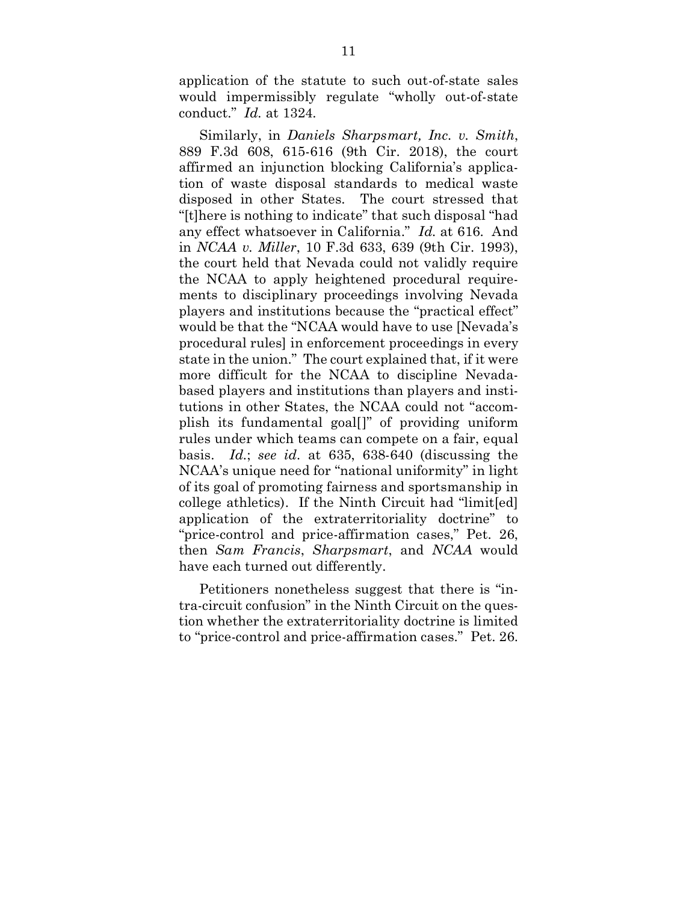application of the statute to such out-of-state sales would impermissibly regulate "wholly out-of-state conduct." *Id.* at 1324.

Similarly, in *Daniels Sharpsmart, Inc. v. Smith*, 889 F.3d 608, 615-616 (9th Cir. 2018), the court affirmed an injunction blocking California's application of waste disposal standards to medical waste disposed in other States. The court stressed that "[t]here is nothing to indicate" that such disposal "had any effect whatsoever in California." *Id.* at 616. And in *NCAA v. Miller*, 10 F.3d 633, 639 (9th Cir. 1993), the court held that Nevada could not validly require the NCAA to apply heightened procedural requirements to disciplinary proceedings involving Nevada players and institutions because the "practical effect" would be that the "NCAA would have to use [Nevada's procedural rules] in enforcement proceedings in every state in the union." The court explained that, if it were more difficult for the NCAA to discipline Nevada-based players and institutions than players and institutions in other States, the NCAA could not "accomplish its fundamental goal[]" of providing uniform rules under which teams can compete on a fair, equal basis. *Id.*; *see id.* at 635, 638-640 (discussing the NCAA's unique need for "national uniformity" in light of its goal of promoting fairness and sportsmanship in college athletics). If the Ninth Circuit had "limit[ed] application of the extraterritoriality doctrine" to "price-control and price-affirmation cases," Pet. 26, then *Sam Francis*, *Sharpsmart*, and *NCAA* would have each turned out differently.

Petitioners nonetheless suggest that there is "intra-circuit confusion" in the Ninth Circuit on the question whether the extraterritoriality doctrine is limited to "price-control and price-affirmation cases." Pet. 26.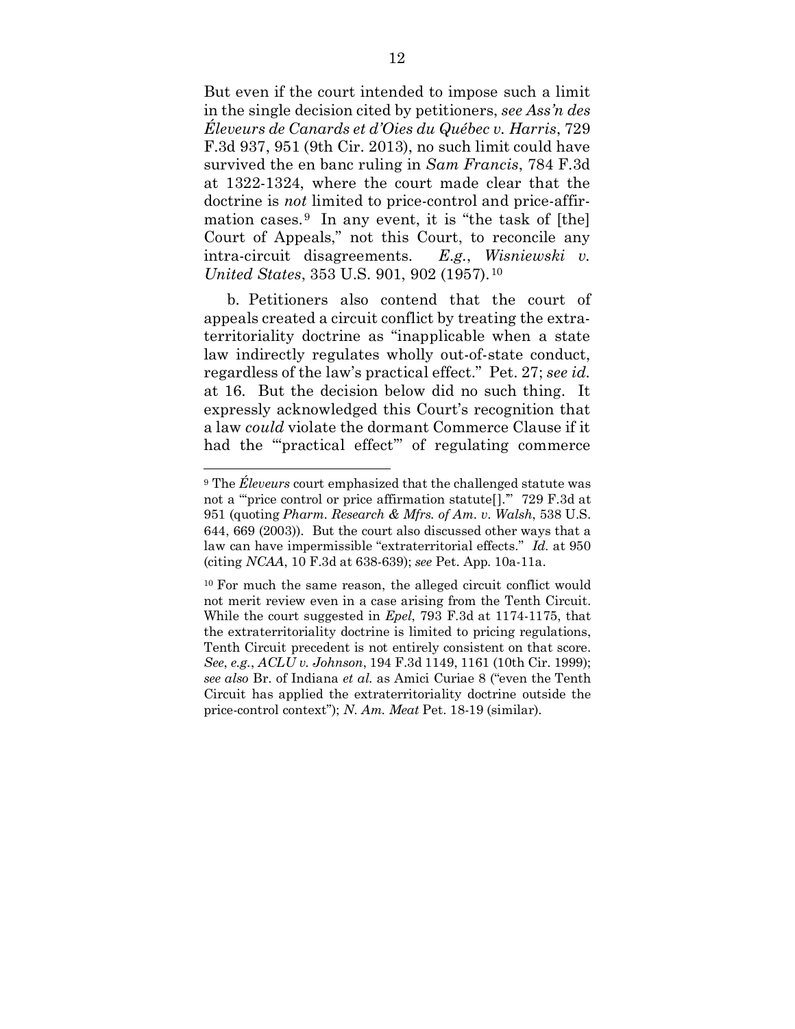But even if the court intended to impose such a limit in the single decision cited by petitioners, *see Ass'n des Éleveurs de Canards et d'Oies du Québec v. Harris*, 729 F.3d 937, 951 (9th Cir. 2013), no such limit could have survived the en banc ruling in *Sam Francis*, 784 F.3d at 1322-1324, where the court made clear that the doctrine is *not* limited to price-control and price-affirmation cases.[9] In any event, it is "the task of [the] Court of Appeals," not this Court, to reconcile any intra-circuit disagreements. *E.g.*, *Wisniewski v. United States*, 353 U.S. 901, 902 (1957).[10]

b. Petitioners also contend that the court of appeals created a circuit conflict by treating the extraterritoriality doctrine as "inapplicable when a state law indirectly regulates wholly out-of-state conduct, regardless of the law's practical effect." Pet. 27; *see id.* at 16. But the decision below did no such thing. It expressly acknowledged this Court's recognition that a law *could* violate the dormant Commerce Clause if it had the "'practical effect'" of regulating commerce

---

[9] The *Éleveurs* court emphasized that the challenged statute was not a "'price control or price affirmation statute[].'" 729 F.3d at 951 (quoting *Pharm. Research & Mfrs. of Am. v. Walsh*, 538 U.S. 644, 669 (2003)). But the court also discussed other ways that a law can have impermissible "extraterritorial effects." *Id.* at 950 (citing *NCAA*, 10 F.3d at 638-639); *see* Pet. App. 10a-11a.

[10] For much the same reason, the alleged circuit conflict would not merit review even in a case arising from the Tenth Circuit. While the court suggested in *Epel*, 793 F.3d at 1174-1175, that the extraterritoriality doctrine is limited to pricing regulations, Tenth Circuit precedent is not entirely consistent on that score. *See*, *e.g.*, *ACLU v. Johnson*, 194 F.3d 1149, 1161 (10th Cir. 1999); *see also* Br. of Indiana *et al.* as Amici Curiae 8 ("even the Tenth Circuit has applied the extraterritoriality doctrine outside the price-control context"); *N. Am. Meat* Pet. 18-19 (similar).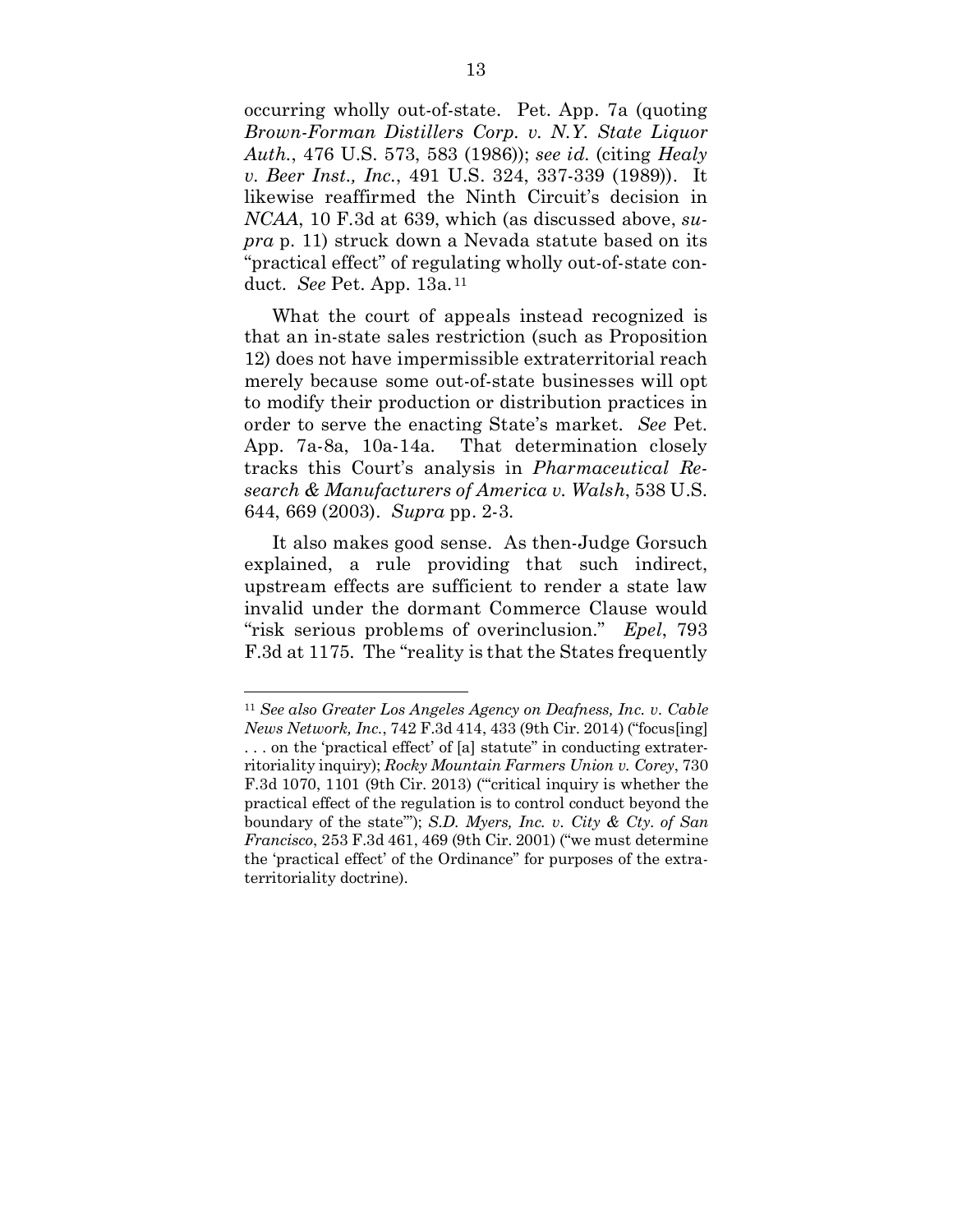occurring wholly out-of-state. Pet. App. 7a (quoting *Brown-Forman Distillers Corp. v. N.Y. State Liquor Auth.*, 476 U.S. 573, 583 (1986)); *see id.* (citing *Healy v. Beer Inst., Inc.*, 491 U.S. 324, 337-339 (1989)). It likewise reaffirmed the Ninth Circuit's decision in *NCAA*, 10 F.3d at 639, which (as discussed above, *supra* p. 11) struck down a Nevada statute based on its "practical effect" of regulating wholly out-of-state conduct. *See* Pet. App. 13a.[11]

What the court of appeals instead recognized is that an in-state sales restriction (such as Proposition 12) does not have impermissible extraterritorial reach merely because some out-of-state businesses will opt to modify their production or distribution practices in order to serve the enacting State's market. *See* Pet. App. 7a-8a, 10a-14a. That determination closely tracks this Court's analysis in *Pharmaceutical Research & Manufacturers of America v. Walsh*, 538 U.S. 644, 669 (2003). *Supra* pp. 2-3.

It also makes good sense. As then-Judge Gorsuch explained, a rule providing that such indirect, upstream effects are sufficient to render a state law invalid under the dormant Commerce Clause would "risk serious problems of overinclusion." *Epel*, 793 F.3d at 1175. The "reality is that the States frequently

---

[11] *See also Greater Los Angeles Agency on Deafness, Inc. v. Cable News Network, Inc.*, 742 F.3d 414, 433 (9th Cir. 2014) ("focus[ing] . . . on the 'practical effect' of [a] statute" in conducting extraterritoriality inquiry); *Rocky Mountain Farmers Union v. Corey*, 730 F.3d 1070, 1101 (9th Cir. 2013) ("'critical inquiry is whether the practical effect of the regulation is to control conduct beyond the boundary of the state'"); *S.D. Myers, Inc. v. City & Cty. of San Francisco*, 253 F.3d 461, 469 (9th Cir. 2001) ("we must determine the 'practical effect' of the Ordinance" for purposes of the extraterritoriality doctrine).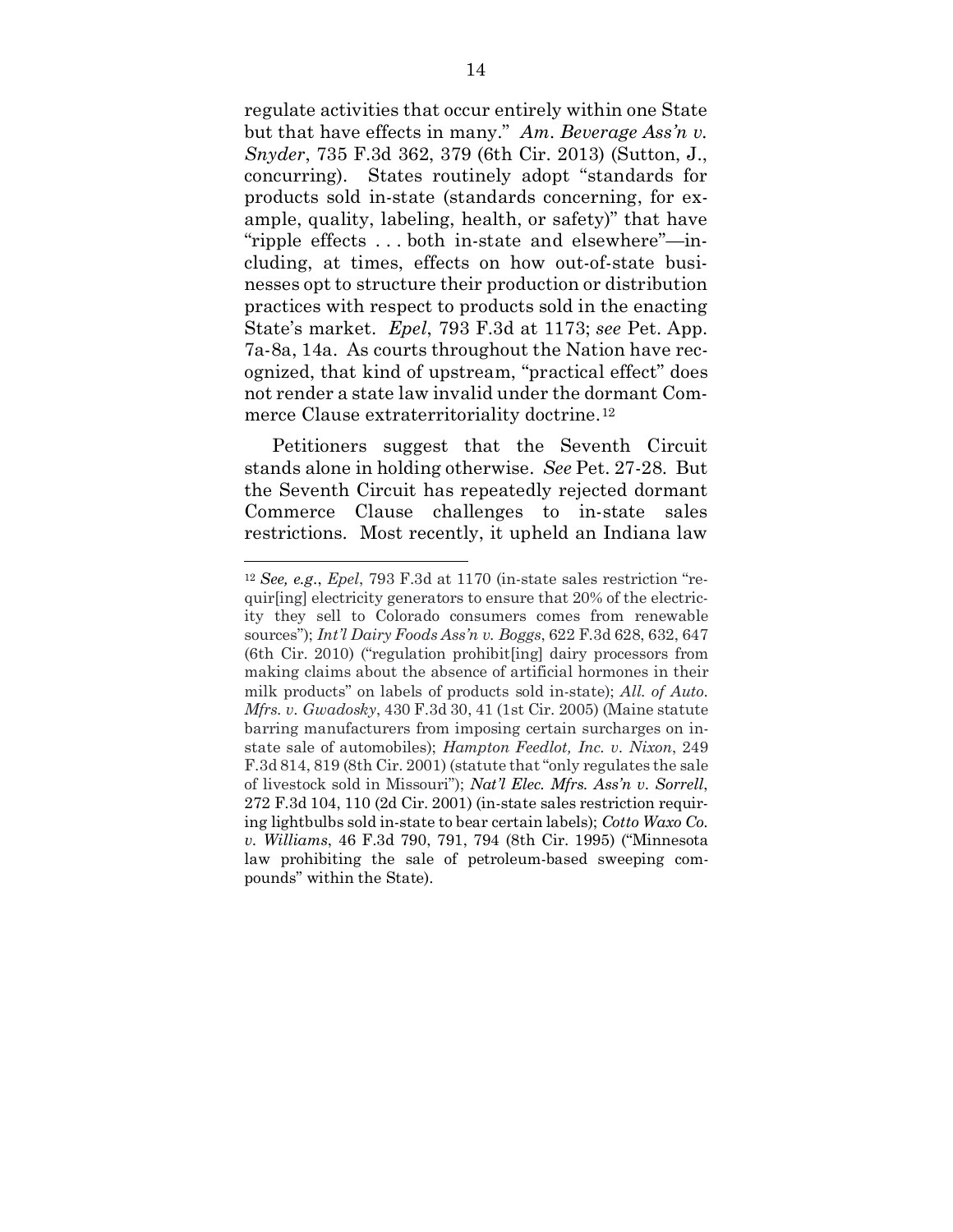regulate activities that occur entirely within one State but that have effects in many." *Am. Beverage Ass'n v. Snyder*, 735 F.3d 362, 379 (6th Cir. 2013) (Sutton, J., concurring). States routinely adopt "standards for products sold in-state (standards concerning, for example, quality, labeling, health, or safety)" that have "ripple effects . . . both in-state and elsewhere"—including, at times, effects on how out-of-state businesses opt to structure their production or distribution practices with respect to products sold in the enacting State's market. *Epel*, 793 F.3d at 1173; *see* Pet. App. 7a-8a, 14a. As courts throughout the Nation have recognized, that kind of upstream, "practical effect" does not render a state law invalid under the dormant Commerce Clause extraterritoriality doctrine.[12]

Petitioners suggest that the Seventh Circuit stands alone in holding otherwise. *See* Pet. 27-28. But the Seventh Circuit has repeatedly rejected dormant Commerce Clause challenges to in-state sales restrictions. Most recently, it upheld an Indiana law

---

[12] *See, e.g.*, *Epel*, 793 F.3d at 1170 (in-state sales restriction "requir[ing] electricity generators to ensure that 20% of the electricity they sell to Colorado consumers comes from renewable sources"); *Int'l Dairy Foods Ass'n v. Boggs*, 622 F.3d 628, 632, 647 (6th Cir. 2010) ("regulation prohibit[ing] dairy processors from making claims about the absence of artificial hormones in their milk products" on labels of products sold in-state); *All. of Auto. Mfrs. v. Gwadosky*, 430 F.3d 30, 41 (1st Cir. 2005) (Maine statute barring manufacturers from imposing certain surcharges on in-state sale of automobiles); *Hampton Feedlot, Inc. v. Nixon*, 249 F.3d 814, 819 (8th Cir. 2001) (statute that "only regulates the sale of livestock sold in Missouri"); *Nat'l Elec. Mfrs. Ass'n v. Sorrell*, 272 F.3d 104, 110 (2d Cir. 2001) (in-state sales restriction requiring lightbulbs sold in-state to bear certain labels); *Cotto Waxo Co. v. Williams*, 46 F.3d 790, 791, 794 (8th Cir. 1995) ("Minnesota law prohibiting the sale of petroleum-based sweeping compounds" within the State).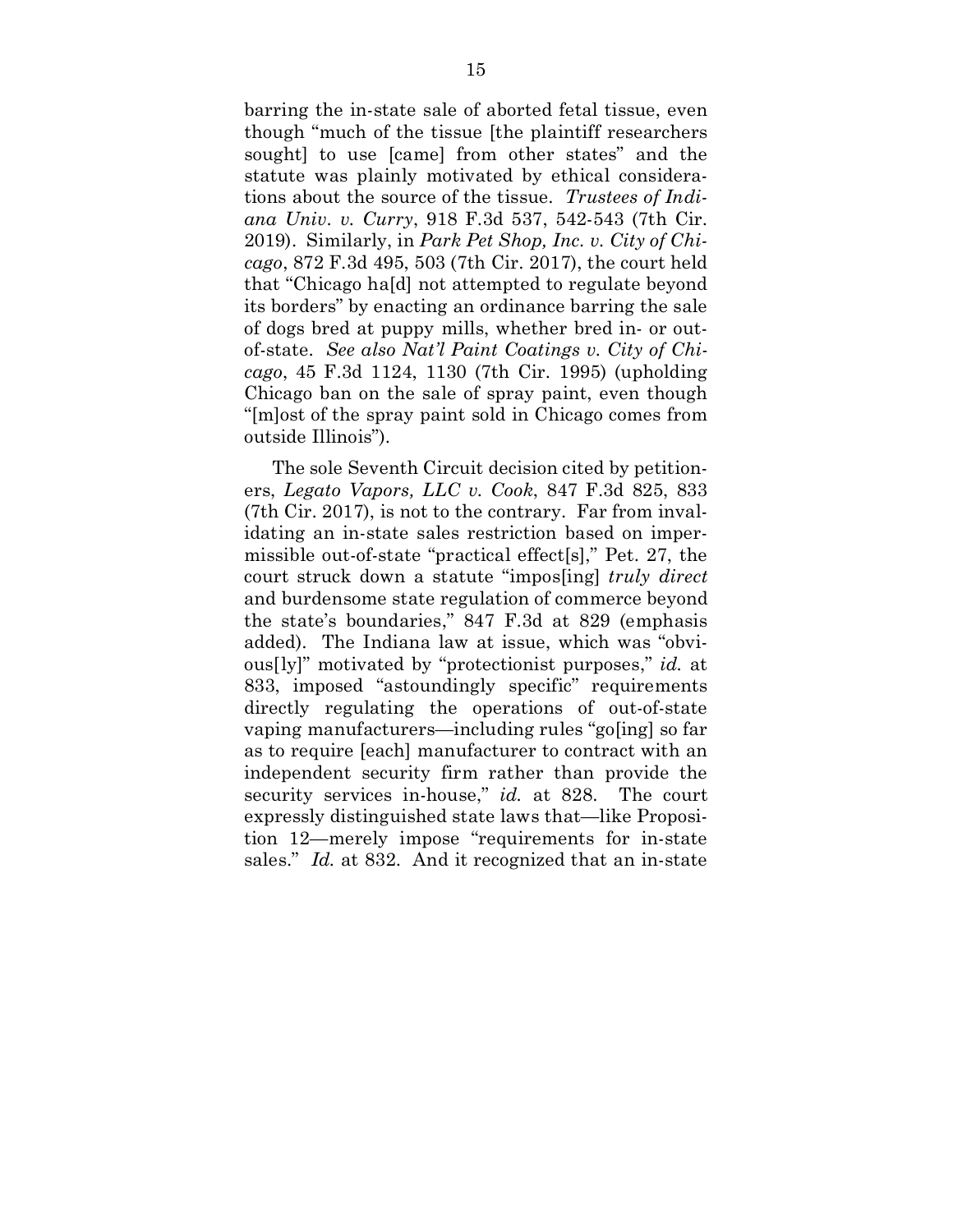barring the in-state sale of aborted fetal tissue, even though "much of the tissue [the plaintiff researchers sought] to use [came] from other states" and the statute was plainly motivated by ethical considerations about the source of the tissue. *Trustees of Indiana Univ. v. Curry*, 918 F.3d 537, 542-543 (7th Cir. 2019). Similarly, in *Park Pet Shop, Inc. v. City of Chicago*, 872 F.3d 495, 503 (7th Cir. 2017), the court held that "Chicago ha[d] not attempted to regulate beyond its borders" by enacting an ordinance barring the sale of dogs bred at puppy mills, whether bred in- or out-of-state. *See also Nat'l Paint Coatings v. City of Chicago*, 45 F.3d 1124, 1130 (7th Cir. 1995) (upholding Chicago ban on the sale of spray paint, even though "[m]ost of the spray paint sold in Chicago comes from outside Illinois").

The sole Seventh Circuit decision cited by petitioners, *Legato Vapors, LLC v. Cook*, 847 F.3d 825, 833 (7th Cir. 2017), is not to the contrary. Far from invalidating an in-state sales restriction based on impermissible out-of-state "practical effect[s]," Pet. 27, the court struck down a statute "impos[ing] *truly direct* and burdensome state regulation of commerce beyond the state's boundaries," 847 F.3d at 829 (emphasis added). The Indiana law at issue, which was "obvious[ly]" motivated by "protectionist purposes," *id.* at 833, imposed "astoundingly specific" requirements directly regulating the operations of out-of-state vaping manufacturers—including rules "go[ing] so far as to require [each] manufacturer to contract with an independent security firm rather than provide the security services in-house," *id.* at 828. The court expressly distinguished state laws that—like Proposition 12—merely impose "requirements for in-state sales." *Id.* at 832. And it recognized that an in-state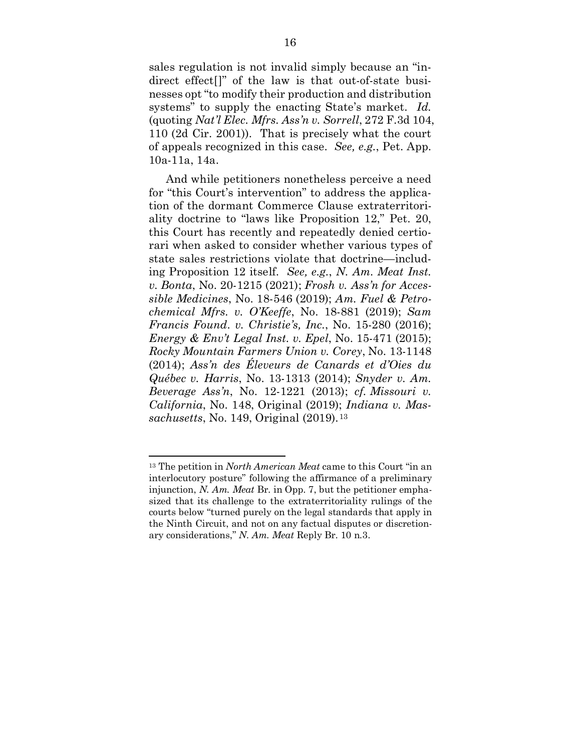sales regulation is not invalid simply because an "indirect effect[]" of the law is that out-of-state businesses opt "to modify their production and distribution systems" to supply the enacting State's market. *Id.* (quoting *Nat'l Elec. Mfrs. Ass'n v. Sorrell*, 272 F.3d 104, 110 (2d Cir. 2001)). That is precisely what the court of appeals recognized in this case. *See, e.g.*, Pet. App. 10a-11a, 14a.

And while petitioners nonetheless perceive a need for "this Court's intervention" to address the application of the dormant Commerce Clause extraterritoriality doctrine to "laws like Proposition 12," Pet. 20, this Court has recently and repeatedly denied certiorari when asked to consider whether various types of state sales restrictions violate that doctrine—including Proposition 12 itself. *See, e.g.*, *N. Am. Meat Inst. v. Bonta*, No. 20-1215 (2021); *Frosh v. Ass'n for Accessible Medicines*, No. 18-546 (2019); *Am. Fuel & Petrochemical Mfrs. v. O'Keeffe*, No. 18-881 (2019); *Sam Francis Found. v. Christie's, Inc.*, No. 15-280 (2016); *Energy & Env't Legal Inst. v. Epel*, No. 15-471 (2015); *Rocky Mountain Farmers Union v. Corey*, No. 13-1148 (2014); *Ass'n des Éleveurs de Canards et d'Oies du Québec v. Harris*, No. 13-1313 (2014); *Snyder v. Am. Beverage Ass'n*, No. 12-1221 (2013); *cf. Missouri v. California*, No. 148, Original (2019); *Indiana v. Massachusetts*, No. 149, Original (2019).[13]

---

[13] The petition in *North American Meat* came to this Court "in an interlocutory posture" following the affirmance of a preliminary injunction, *N. Am. Meat* Br. in Opp. 7, but the petitioner emphasized that its challenge to the extraterritoriality rulings of the courts below "turned purely on the legal standards that apply in the Ninth Circuit, and not on any factual disputes or discretionary considerations," *N. Am. Meat* Reply Br. 10 n.3.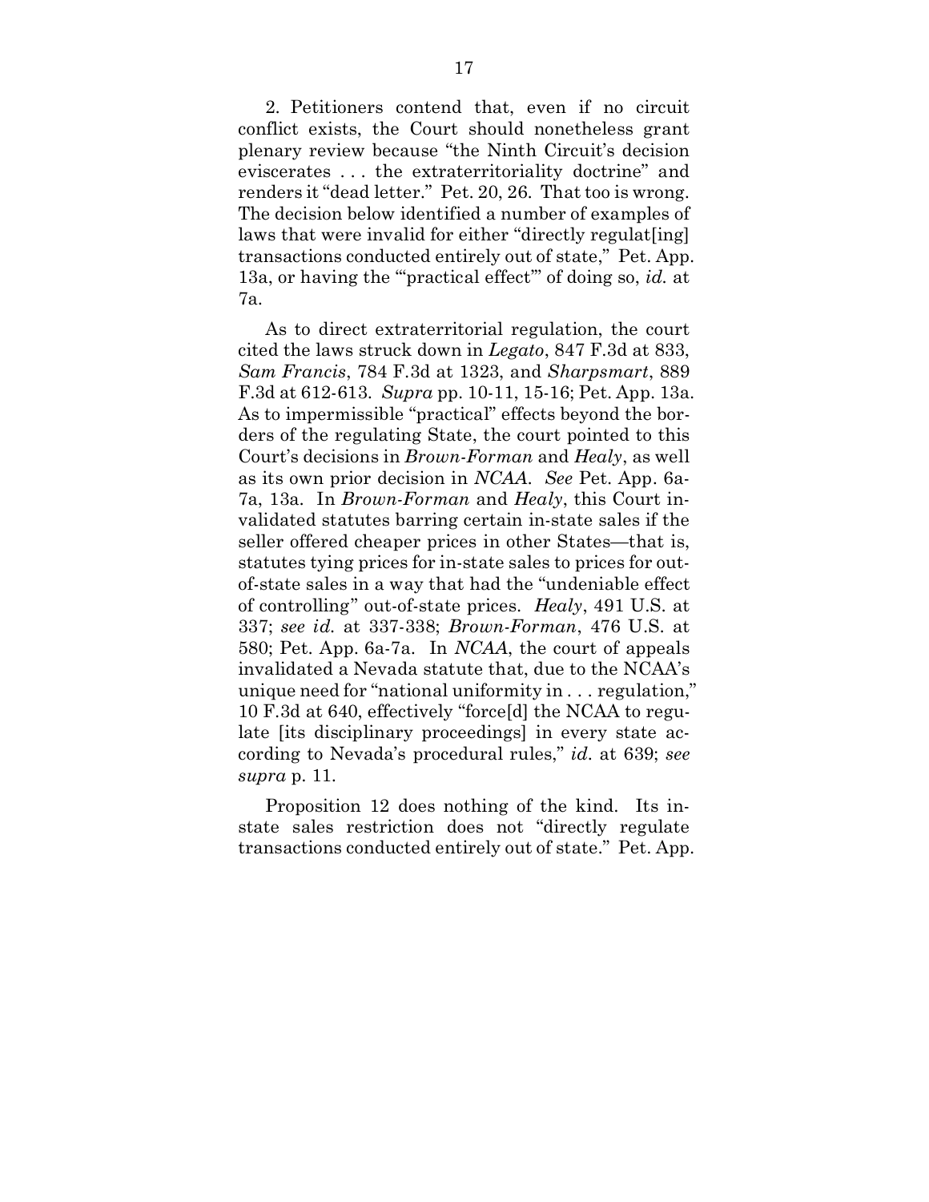2. Petitioners contend that, even if no circuit conflict exists, the Court should nonetheless grant plenary review because "the Ninth Circuit's decision eviscerates . . . the extraterritoriality doctrine" and renders it "dead letter." Pet. 20, 26. That too is wrong. The decision below identified a number of examples of laws that were invalid for either "directly regulat[ing] transactions conducted entirely out of state," Pet. App. 13a, or having the "'practical effect'" of doing so, *id.* at 7a.

As to direct extraterritorial regulation, the court cited the laws struck down in *Legato*, 847 F.3d at 833, *Sam Francis*, 784 F.3d at 1323, and *Sharpsmart*, 889 F.3d at 612-613. *Supra* pp. 10-11, 15-16; Pet. App. 13a. As to impermissible "practical" effects beyond the borders of the regulating State, the court pointed to this Court's decisions in *Brown-Forman* and *Healy*, as well as its own prior decision in *NCAA*. *See* Pet. App. 6a-7a, 13a. In *Brown-Forman* and *Healy*, this Court invalidated statutes barring certain in-state sales if the seller offered cheaper prices in other States—that is, statutes tying prices for in-state sales to prices for out-of-state sales in a way that had the "undeniable effect of controlling" out-of-state prices. *Healy*, 491 U.S. at 337; *see id.* at 337-338; *Brown-Forman*, 476 U.S. at 580; Pet. App. 6a-7a. In *NCAA*, the court of appeals invalidated a Nevada statute that, due to the NCAA's unique need for "national uniformity in . . . regulation," 10 F.3d at 640, effectively "force[d] the NCAA to regulate [its disciplinary proceedings] in every state according to Nevada's procedural rules," *id.* at 639; *see supra* p. 11.

Proposition 12 does nothing of the kind. Its in-state sales restriction does not "directly regulate transactions conducted entirely out of state." Pet. App.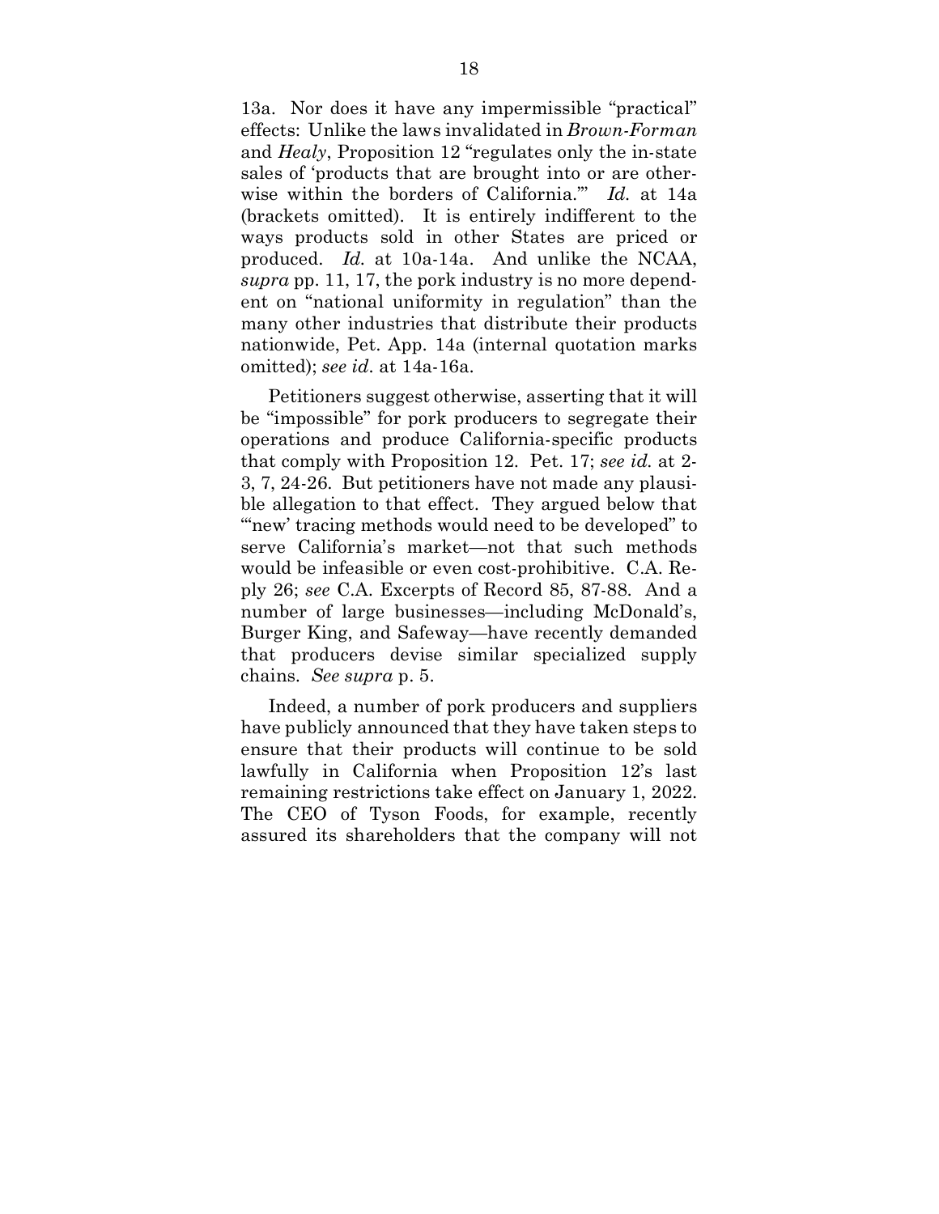13a. Nor does it have any impermissible "practical" effects: Unlike the laws invalidated in *Brown-Forman* and *Healy*, Proposition 12 "regulates only the in-state sales of 'products that are brought into or are otherwise within the borders of California.'" *Id.* at 14a (brackets omitted). It is entirely indifferent to the ways products sold in other States are priced or produced. *Id.* at 10a-14a. And unlike the NCAA, *supra* pp. 11, 17, the pork industry is no more dependent on "national uniformity in regulation" than the many other industries that distribute their products nationwide, Pet. App. 14a (internal quotation marks omitted); *see id.* at 14a-16a.

Petitioners suggest otherwise, asserting that it will be "impossible" for pork producers to segregate their operations and produce California-specific products that comply with Proposition 12. Pet. 17; *see id.* at 2-3, 7, 24-26. But petitioners have not made any plausible allegation to that effect. They argued below that "'new' tracing methods would need to be developed" to serve California's market—not that such methods would be infeasible or even cost-prohibitive. C.A. Reply 26; *see* C.A. Excerpts of Record 85, 87-88. And a number of large businesses—including McDonald's, Burger King, and Safeway—have recently demanded that producers devise similar specialized supply chains. *See supra* p. 5.

Indeed, a number of pork producers and suppliers have publicly announced that they have taken steps to ensure that their products will continue to be sold lawfully in California when Proposition 12's last remaining restrictions take effect on January 1, 2022. The CEO of Tyson Foods, for example, recently assured its shareholders that the company will not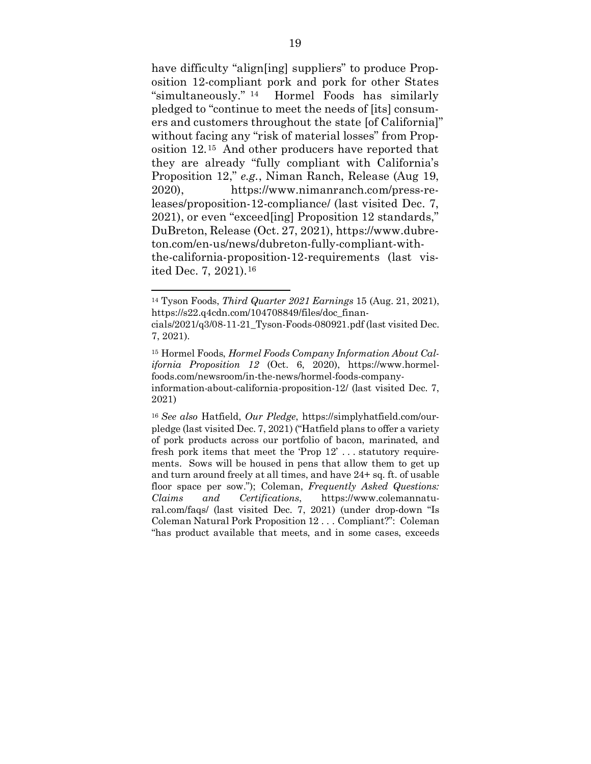have difficulty "align[ing] suppliers" to produce Proposition 12-compliant pork and pork for other States "simultaneously." [14] Hormel Foods has similarly pledged to "continue to meet the needs of [its] consumers and customers throughout the state [of California]" without facing any "risk of material losses" from Proposition 12.[15] And other producers have reported that they are already "fully compliant with California's Proposition 12," *e.g.*, Niman Ranch, Release (Aug 19, 2020), https://www.nimanranch.com/press-releases/proposition-12-compliance/ (last visited Dec. 7, 2021), or even "exceed[ing] Proposition 12 standards," DuBreton, Release (Oct. 27, 2021), https://www.dubreton.com/en-us/news/dubreton-fully-compliant-with-the-california-proposition-12-requirements (last visited Dec. 7, 2021).[16]

---

[14] Tyson Foods, *Third Quarter 2021 Earnings* 15 (Aug. 21, 2021), https://s22.q4cdn.com/104708849/files/doc_financials/2021/q3/08-11-21_Tyson-Foods-080921.pdf (last visited Dec. 7, 2021).

[15] Hormel Foods, *Hormel Foods Company Information About California Proposition 12* (Oct. 6, 2020), https://www.hormelfoods.com/newsroom/in-the-news/hormel-foods-company-information-about-california-proposition-12/ (last visited Dec. 7, 2021)

[16] *See also* Hatfield, *Our Pledge*, https://simplyhatfield.com/ourpledge (last visited Dec. 7, 2021) ("Hatfield plans to offer a variety of pork products across our portfolio of bacon, marinated, and fresh pork items that meet the 'Prop 12' . . . statutory requirements. Sows will be housed in pens that allow them to get up and turn around freely at all times, and have 24+ sq. ft. of usable floor space per sow."); Coleman, *Frequently Asked Questions: Claims and Certifications*, https://www.colemannatural.com/faqs/ (last visited Dec. 7, 2021) (under drop-down "Is Coleman Natural Pork Proposition 12 . . . Compliant?": Coleman "has product available that meets, and in some cases, exceeds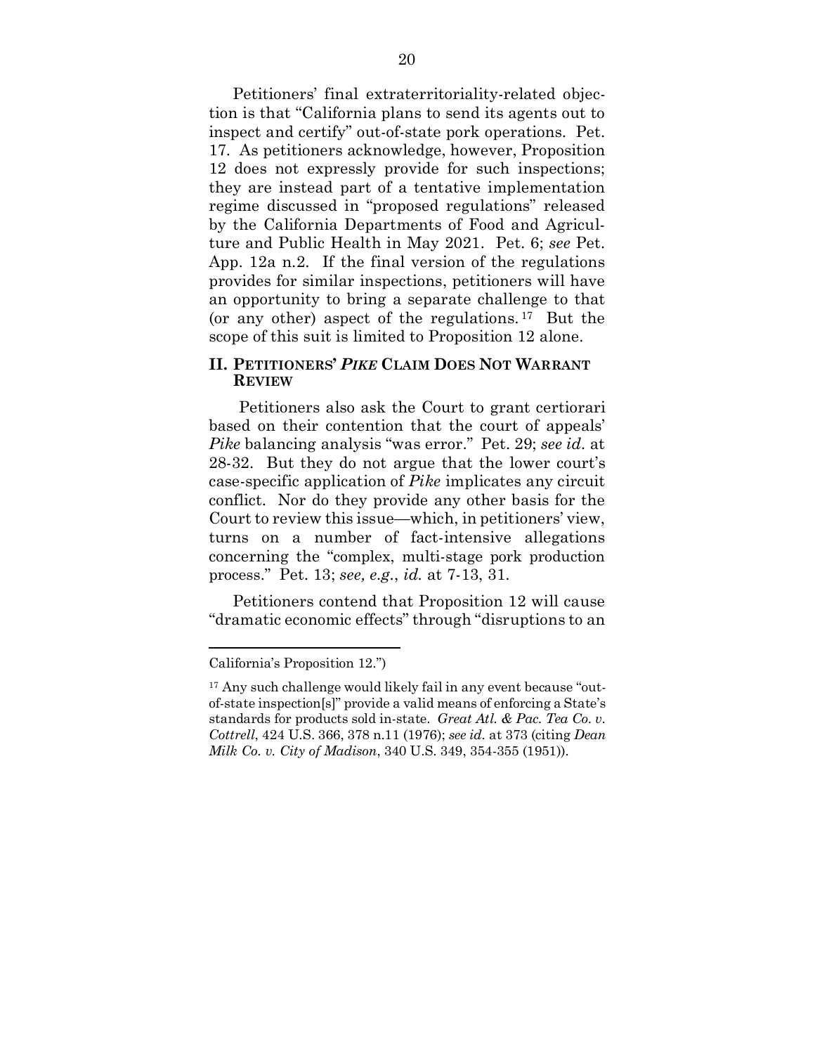Petitioners' final extraterritoriality-related objection is that "California plans to send its agents out to inspect and certify" out-of-state pork operations. Pet. 17. As petitioners acknowledge, however, Proposition 12 does not expressly provide for such inspections; they are instead part of a tentative implementation regime discussed in "proposed regulations" released by the California Departments of Food and Agriculture and Public Health in May 2021. Pet. 6; *see* Pet. App. 12a n.2. If the final version of the regulations provides for similar inspections, petitioners will have an opportunity to bring a separate challenge to that (or any other) aspect of the regulations.[17] But the scope of this suit is limited to Proposition 12 alone.

## II. PETITIONERS' *PIKE* CLAIM DOES NOT WARRANT REVIEW

Petitioners also ask the Court to grant certiorari based on their contention that the court of appeals' *Pike* balancing analysis "was error." Pet. 29; *see id.* at 28-32. But they do not argue that the lower court's case-specific application of *Pike* implicates any circuit conflict. Nor do they provide any other basis for the Court to review this issue—which, in petitioners' view, turns on a number of fact-intensive allegations concerning the "complex, multi-stage pork production process." Pet. 13; *see, e.g.*, *id.* at 7-13, 31.

Petitioners contend that Proposition 12 will cause "dramatic economic effects" through "disruptions to an

---

California's Proposition 12.")

[17] Any such challenge would likely fail in any event because "out-of-state inspection[s]" provide a valid means of enforcing a State's standards for products sold in-state. *Great Atl. & Pac. Tea Co. v. Cottrell*, 424 U.S. 366, 378 n.11 (1976); *see id.* at 373 (citing *Dean Milk Co. v. City of Madison*, 340 U.S. 349, 354-355 (1951)).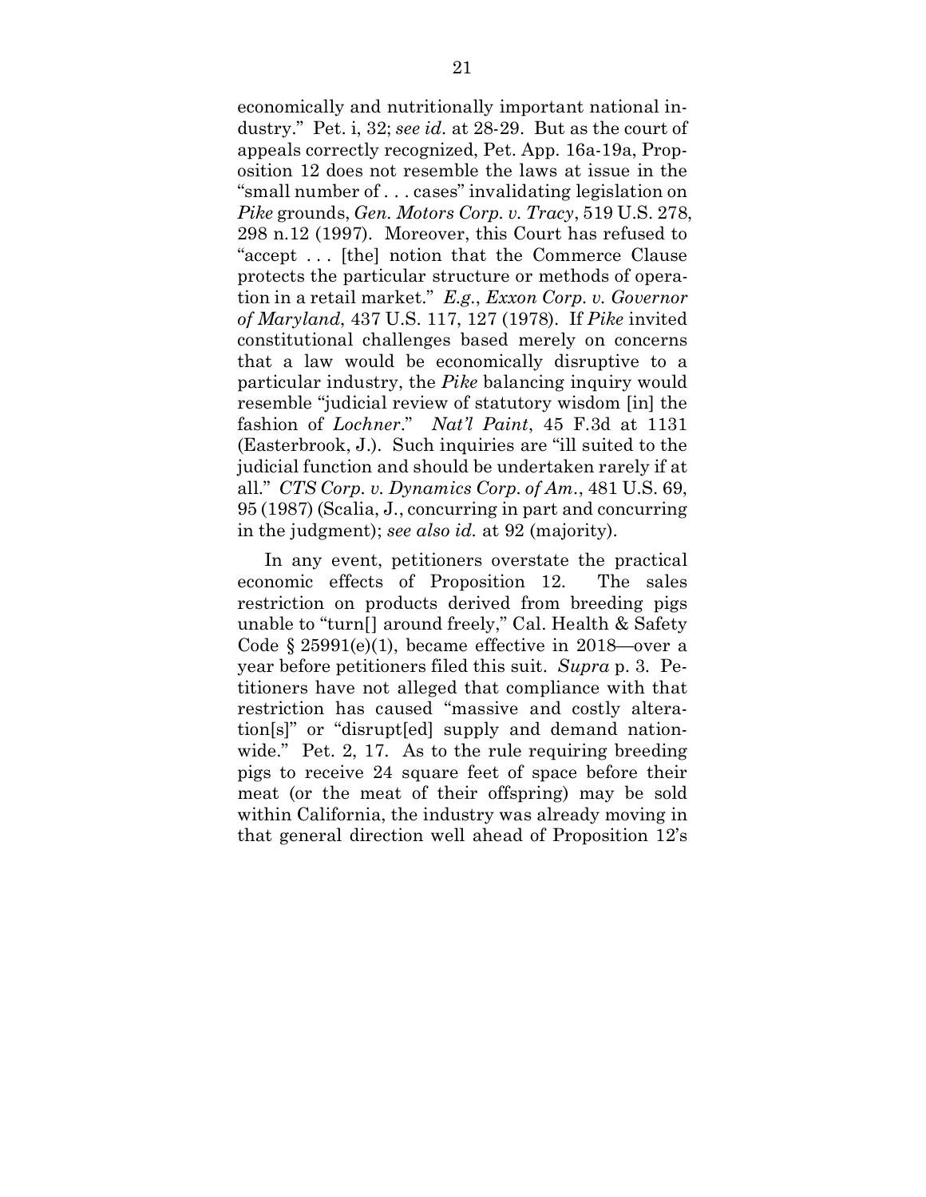economically and nutritionally important national industry." Pet. i, 32; *see id*. at 28-29. But as the court of appeals correctly recognized, Pet. App. 16a-19a, Proposition 12 does not resemble the laws at issue in the "small number of . . . cases" invalidating legislation on *Pike* grounds, *Gen. Motors Corp. v. Tracy*, 519 U.S. 278, 298 n.12 (1997). Moreover, this Court has refused to "accept . . . [the] notion that the Commerce Clause protects the particular structure or methods of operation in a retail market." *E.g.*, *Exxon Corp. v. Governor of Maryland*, 437 U.S. 117, 127 (1978). If *Pike* invited constitutional challenges based merely on concerns that a law would be economically disruptive to a particular industry, the *Pike* balancing inquiry would resemble "judicial review of statutory wisdom [in] the fashion of *Lochner*." *Nat'l Paint*, 45 F.3d at 1131 (Easterbrook, J.). Such inquiries are "ill suited to the judicial function and should be undertaken rarely if at all." *CTS Corp. v. Dynamics Corp. of Am.*, 481 U.S. 69, 95 (1987) (Scalia, J., concurring in part and concurring in the judgment); *see also id.* at 92 (majority).

In any event, petitioners overstate the practical economic effects of Proposition 12. The sales restriction on products derived from breeding pigs unable to "turn[] around freely," Cal. Health & Safety Code § 25991(e)(1), became effective in 2018—over a year before petitioners filed this suit. *Supra* p. 3. Petitioners have not alleged that compliance with that restriction has caused "massive and costly alteration[s]" or "disrupt[ed] supply and demand nationwide." Pet. 2, 17. As to the rule requiring breeding pigs to receive 24 square feet of space before their meat (or the meat of their offspring) may be sold within California, the industry was already moving in that general direction well ahead of Proposition 12's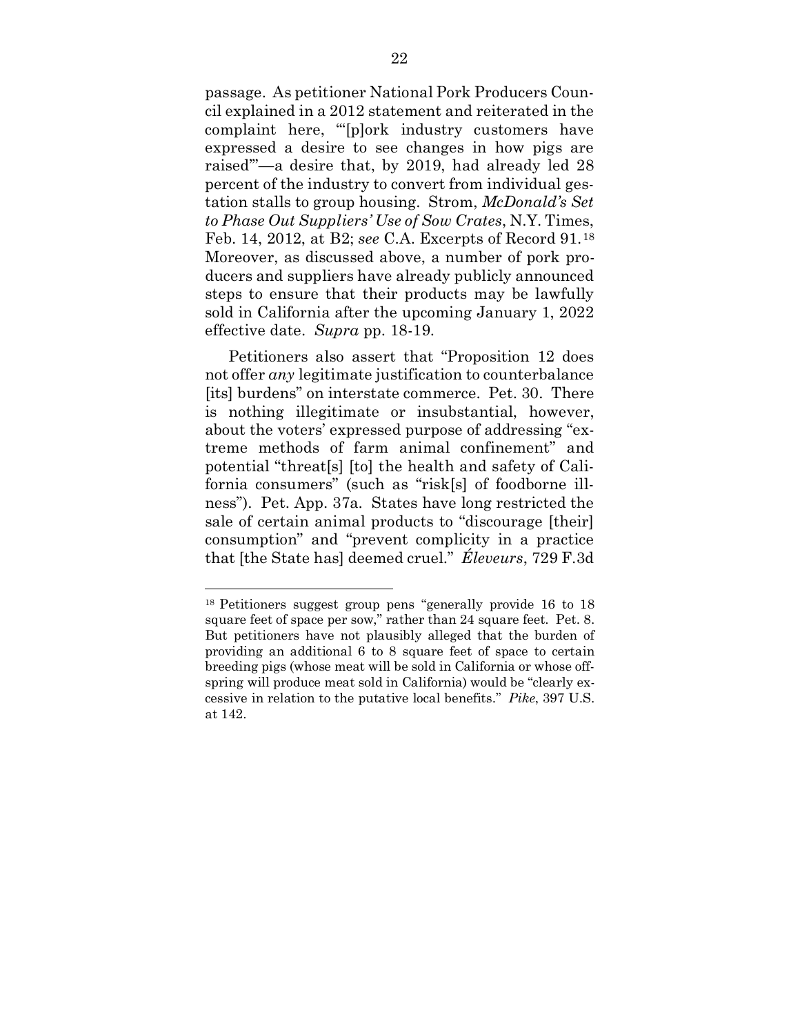passage. As petitioner National Pork Producers Council explained in a 2012 statement and reiterated in the complaint here, "'[p]ork industry customers have expressed a desire to see changes in how pigs are raised'"—a desire that, by 2019, had already led 28 percent of the industry to convert from individual gestation stalls to group housing. Strom, *McDonald's Set to Phase Out Suppliers' Use of Sow Crates*, N.Y. Times, Feb. 14, 2012, at B2; *see* C.A. Excerpts of Record 91.[18] Moreover, as discussed above, a number of pork producers and suppliers have already publicly announced steps to ensure that their products may be lawfully sold in California after the upcoming January 1, 2022 effective date. *Supra* pp. 18-19.

Petitioners also assert that "Proposition 12 does not offer *any* legitimate justification to counterbalance [its] burdens" on interstate commerce. Pet. 30. There is nothing illegitimate or insubstantial, however, about the voters' expressed purpose of addressing "extreme methods of farm animal confinement" and potential "threat[s] [to] the health and safety of California consumers" (such as "risk[s] of foodborne illness"). Pet. App. 37a. States have long restricted the sale of certain animal products to "discourage [their] consumption" and "prevent complicity in a practice that [the State has] deemed cruel." *Éleveurs*, 729 F.3d

---

[18] Petitioners suggest group pens "generally provide 16 to 18 square feet of space per sow," rather than 24 square feet. Pet. 8. But petitioners have not plausibly alleged that the burden of providing an additional 6 to 8 square feet of space to certain breeding pigs (whose meat will be sold in California or whose offspring will produce meat sold in California) would be "clearly excessive in relation to the putative local benefits." *Pike*, 397 U.S. at 142.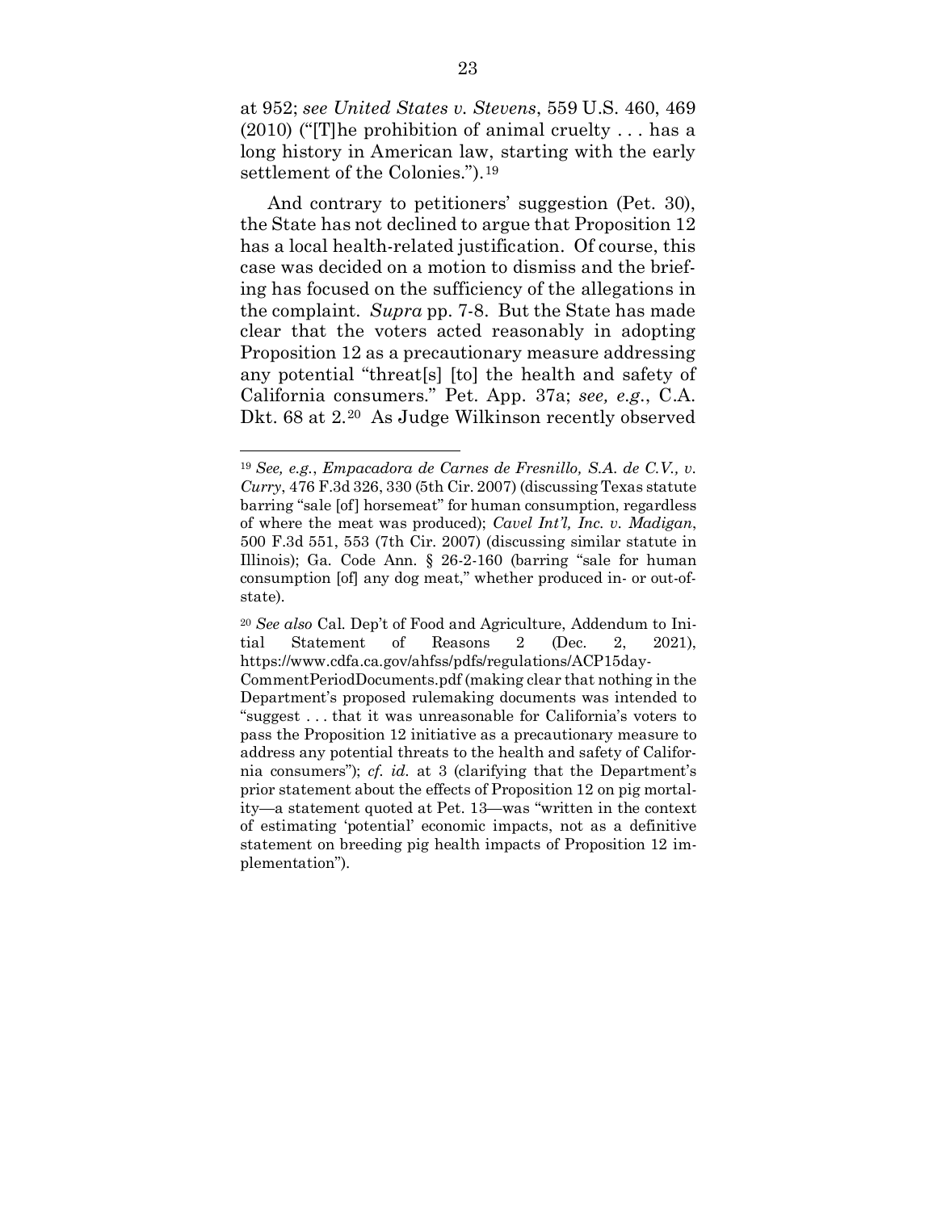at 952; *see United States v. Stevens*, 559 U.S. 460, 469 (2010) ("[T]he prohibition of animal cruelty . . . has a long history in American law, starting with the early settlement of the Colonies.").[19]

And contrary to petitioners' suggestion (Pet. 30), the State has not declined to argue that Proposition 12 has a local health-related justification. Of course, this case was decided on a motion to dismiss and the briefing has focused on the sufficiency of the allegations in the complaint. *Supra* pp. 7-8. But the State has made clear that the voters acted reasonably in adopting Proposition 12 as a precautionary measure addressing any potential "threat[s] [to] the health and safety of California consumers." Pet. App. 37a; *see, e.g.*, C.A. Dkt. 68 at 2.[20] As Judge Wilkinson recently observed

---

[19] *See, e.g.*, *Empacadora de Carnes de Fresnillo, S.A. de C.V., v. Curry*, 476 F.3d 326, 330 (5th Cir. 2007) (discussing Texas statute barring "sale [of] horsemeat" for human consumption, regardless of where the meat was produced); *Cavel Int'l, Inc. v. Madigan*, 500 F.3d 551, 553 (7th Cir. 2007) (discussing similar statute in Illinois); Ga. Code Ann. § 26-2-160 (barring "sale for human consumption [of] any dog meat," whether produced in- or out-of-state).

[20] *See also* Cal. Dep't of Food and Agriculture, Addendum to Initial Statement of Reasons 2 (Dec. 2, 2021), https://www.cdfa.ca.gov/ahfss/pdfs/regulations/ACP15day-CommentPeriodDocuments.pdf (making clear that nothing in the Department's proposed rulemaking documents was intended to "suggest . . . that it was unreasonable for California's voters to pass the Proposition 12 initiative as a precautionary measure to address any potential threats to the health and safety of California consumers"); *cf. id.* at 3 (clarifying that the Department's prior statement about the effects of Proposition 12 on pig mortality—a statement quoted at Pet. 13—was "written in the context of estimating 'potential' economic impacts, not as a definitive statement on breeding pig health impacts of Proposition 12 implementation").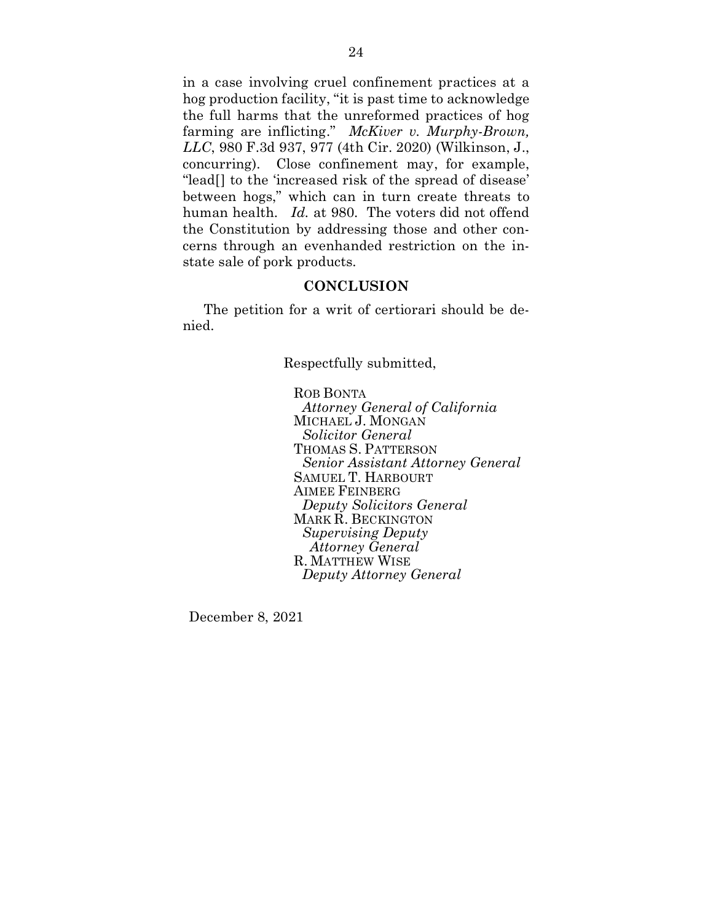in a case involving cruel confinement practices at a hog production facility, "it is past time to acknowledge the full harms that the unreformed practices of hog farming are inflicting." *McKiver v. Murphy-Brown, LLC*, 980 F.3d 937, 977 (4th Cir. 2020) (Wilkinson, J., concurring). Close confinement may, for example, "lead[] to the 'increased risk of the spread of disease' between hogs," which can in turn create threats to human health. *Id.* at 980. The voters did not offend the Constitution by addressing those and other concerns through an evenhanded restriction on the in-state sale of pork products.

## CONCLUSION

The petition for a writ of certiorari should be denied.

Respectfully submitted,

ROB BONTA
*Attorney General of California*
MICHAEL J. MONGAN
*Solicitor General*
THOMAS S. PATTERSON
*Senior Assistant Attorney General*
SAMUEL T. HARBOURT
AIMEE FEINBERG
*Deputy Solicitors General*
MARK R. BECKINGTON
*Supervising Deputy Attorney General*
R. MATTHEW WISE
*Deputy Attorney General*

December 8, 2021